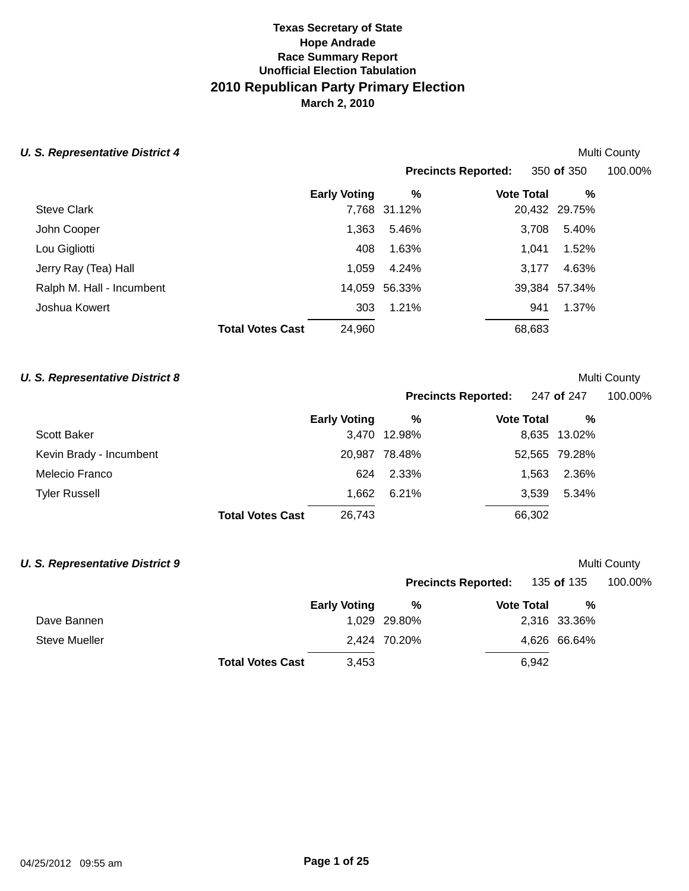**Texas Secretary of State**
**Hope Andrade**
**Race Summary Report**
**Unofficial Election Tabulation**

# 2010 Republican Party Primary Election

**March 2, 2010**

### *U. S. Representative District 4*

Multi County

**Precincts Reported:** 350 **of** 350 100.00%

| | Early Voting | % | Vote Total | % |
|---|---|---|---|---|
| Steve Clark | 7,768 | 31.12% | 20,432 | 29.75% |
| John Cooper | 1,363 | 5.46% | 3,708 | 5.40% |
| Lou Gigliotti | 408 | 1.63% | 1,041 | 1.52% |
| Jerry Ray (Tea) Hall | 1,059 | 4.24% | 3,177 | 4.63% |
| Ralph M. Hall - Incumbent | 14,059 | 56.33% | 39,384 | 57.34% |
| Joshua Kowert | 303 | 1.21% | 941 | 1.37% |
| **Total Votes Cast** | 24,960 | | 68,683 | |

### *U. S. Representative District 8*

Multi County

**Precincts Reported:** 247 **of** 247 100.00%

| | Early Voting | % | Vote Total | % |
|---|---|---|---|---|
| Scott Baker | 3,470 | 12.98% | 8,635 | 13.02% |
| Kevin Brady - Incumbent | 20,987 | 78.48% | 52,565 | 79.28% |
| Melecio Franco | 624 | 2.33% | 1,563 | 2.36% |
| Tyler Russell | 1,662 | 6.21% | 3,539 | 5.34% |
| **Total Votes Cast** | 26,743 | | 66,302 | |

### *U. S. Representative District 9*

Multi County

**Precincts Reported:** 135 **of** 135 100.00%

| | Early Voting | % | Vote Total | % |
|---|---|---|---|---|
| Dave Bannen | 1,029 | 29.80% | 2,316 | 33.36% |
| Steve Mueller | 2,424 | 70.20% | 4,626 | 66.64% |
| **Total Votes Cast** | 3,453 | | 6,942 | |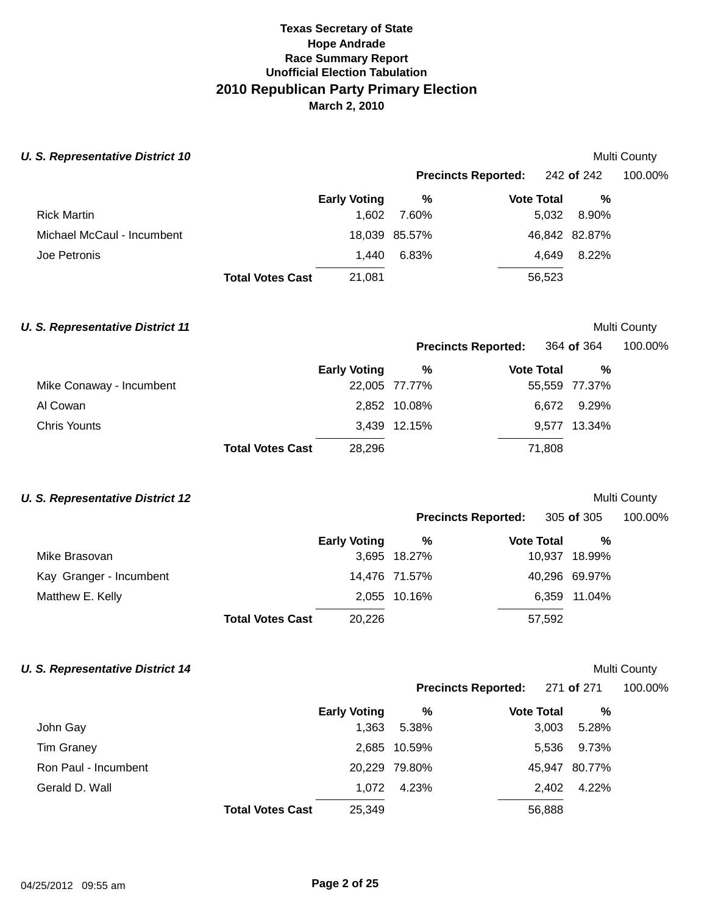# Texas Secretary of State
## Hope Andrade
### Race Summary Report
### Unofficial Election Tabulation
## 2010 Republican Party Primary Election
### March 2, 2010

***U. S. Representative District 10*** — Multi County

**Precincts Reported:** 242 **of** 242 — 100.00%

| | Early Voting | % | Vote Total | % |
|---|---|---|---|---|
| Rick Martin | 1,602 | 7.60% | 5,032 | 8.90% |
| Michael McCaul - Incumbent | 18,039 | 85.57% | 46,842 | 82.87% |
| Joe Petronis | 1,440 | 6.83% | 4,649 | 8.22% |
| **Total Votes Cast** | 21,081 | | 56,523 | |

***U. S. Representative District 11*** — Multi County

**Precincts Reported:** 364 **of** 364 — 100.00%

| | Early Voting | % | Vote Total | % |
|---|---|---|---|---|
| Mike Conaway - Incumbent | 22,005 | 77.77% | 55,559 | 77.37% |
| Al Cowan | 2,852 | 10.08% | 6,672 | 9.29% |
| Chris Younts | 3,439 | 12.15% | 9,577 | 13.34% |
| **Total Votes Cast** | 28,296 | | 71,808 | |

***U. S. Representative District 12*** — Multi County

**Precincts Reported:** 305 **of** 305 — 100.00%

| | Early Voting | % | Vote Total | % |
|---|---|---|---|---|
| Mike Brasovan | 3,695 | 18.27% | 10,937 | 18.99% |
| Kay Granger - Incumbent | 14,476 | 71.57% | 40,296 | 69.97% |
| Matthew E. Kelly | 2,055 | 10.16% | 6,359 | 11.04% |
| **Total Votes Cast** | 20,226 | | 57,592 | |

***U. S. Representative District 14*** — Multi County

**Precincts Reported:** 271 **of** 271 — 100.00%

| | Early Voting | % | Vote Total | % |
|---|---|---|---|---|
| John Gay | 1,363 | 5.38% | 3,003 | 5.28% |
| Tim Graney | 2,685 | 10.59% | 5,536 | 9.73% |
| Ron Paul - Incumbent | 20,229 | 79.80% | 45,947 | 80.77% |
| Gerald D. Wall | 1,072 | 4.23% | 2,402 | 4.22% |
| **Total Votes Cast** | 25,349 | | 56,888 | |

04/25/2012 09:55 am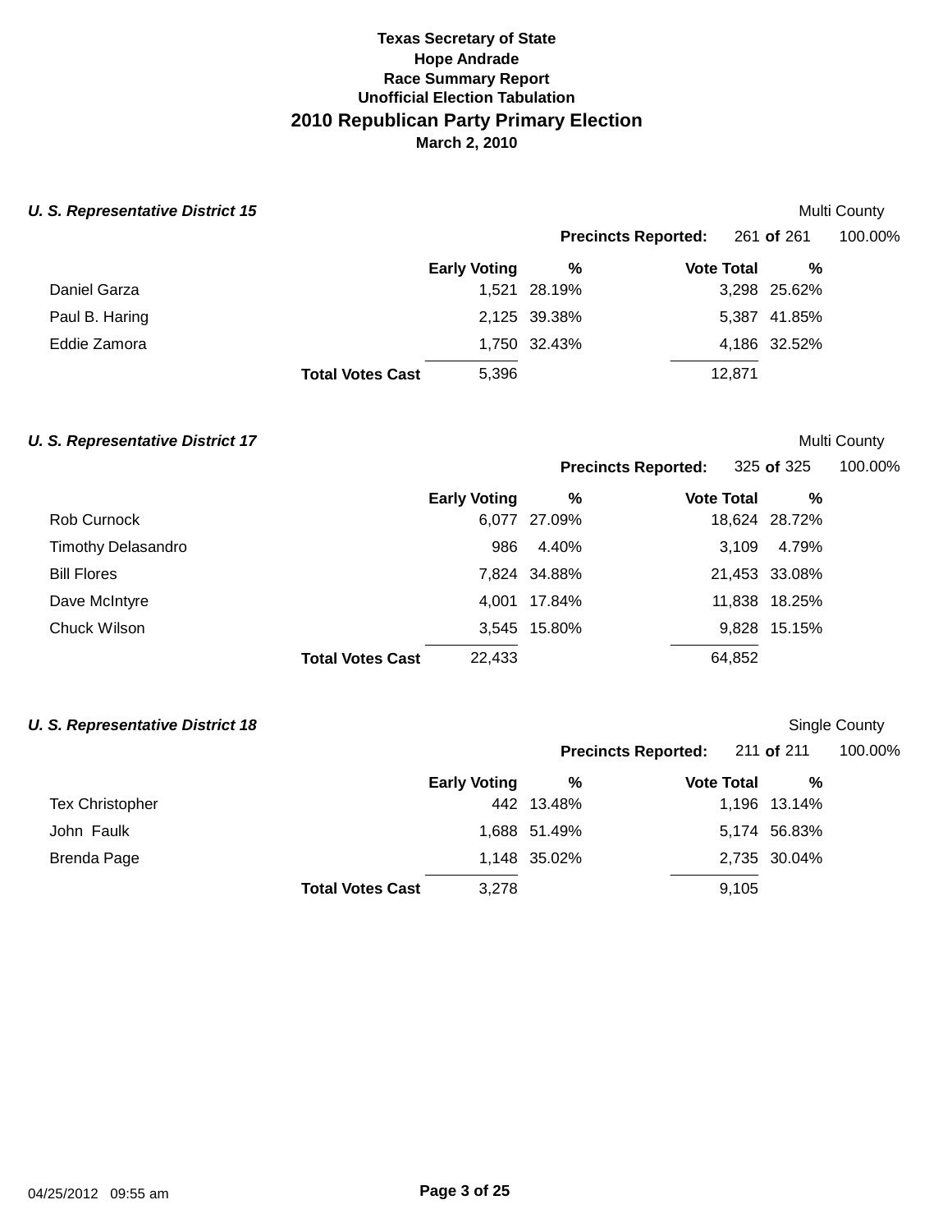**Texas Secretary of State**
**Hope Andrade**
**Race Summary Report**
**Unofficial Election Tabulation**

# 2010 Republican Party Primary Election

**March 2, 2010**

### *U. S. Representative District 15*

Multi County

**Precincts Reported:** 261 **of** 261 100.00%

| | Early Voting | % | Vote Total | % |
|---|---|---|---|---|
| Daniel Garza | 1,521 | 28.19% | 3,298 | 25.62% |
| Paul B. Haring | 2,125 | 39.38% | 5,387 | 41.85% |
| Eddie Zamora | 1,750 | 32.43% | 4,186 | 32.52% |
| **Total Votes Cast** | 5,396 | | 12,871 | |

### *U. S. Representative District 17*

Multi County

**Precincts Reported:** 325 **of** 325 100.00%

| | Early Voting | % | Vote Total | % |
|---|---|---|---|---|
| Rob Curnock | 6,077 | 27.09% | 18,624 | 28.72% |
| Timothy Delasandro | 986 | 4.40% | 3,109 | 4.79% |
| Bill Flores | 7,824 | 34.88% | 21,453 | 33.08% |
| Dave McIntyre | 4,001 | 17.84% | 11,838 | 18.25% |
| Chuck Wilson | 3,545 | 15.80% | 9,828 | 15.15% |
| **Total Votes Cast** | 22,433 | | 64,852 | |

### *U. S. Representative District 18*

Single County

**Precincts Reported:** 211 **of** 211 100.00%

| | Early Voting | % | Vote Total | % |
|---|---|---|---|---|
| Tex Christopher | 442 | 13.48% | 1,196 | 13.14% |
| John Faulk | 1,688 | 51.49% | 5,174 | 56.83% |
| Brenda Page | 1,148 | 35.02% | 2,735 | 30.04% |
| **Total Votes Cast** | 3,278 | | 9,105 | |

04/25/2012 09:55 am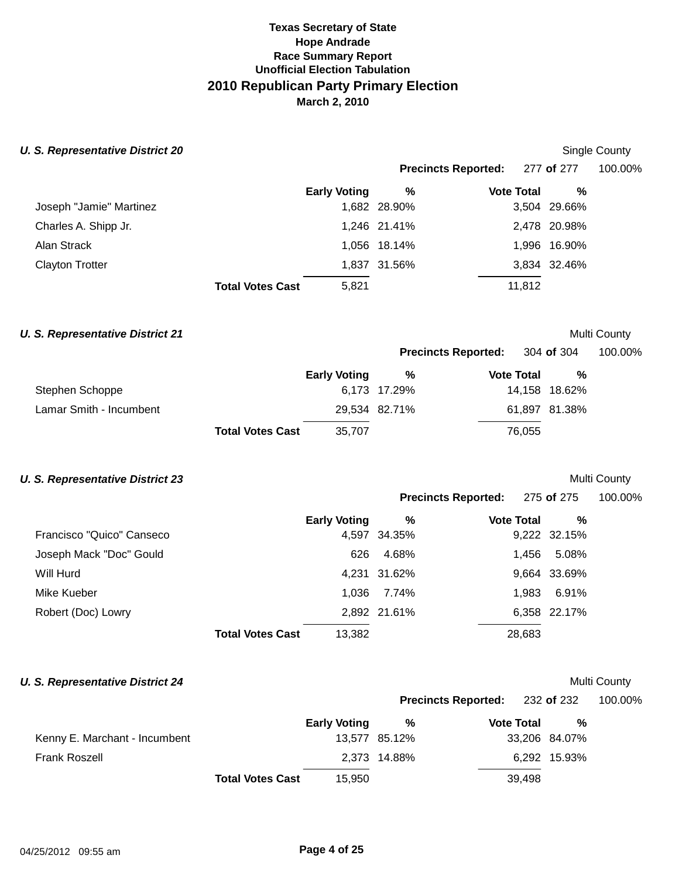**Texas Secretary of State**
**Hope Andrade**
**Race Summary Report**
**Unofficial Election Tabulation**

# 2010 Republican Party Primary Election

**March 2, 2010**

### *U. S. Representative District 20*

Single County

**Precincts Reported:** 277 **of** 277 100.00%

| | Early Voting | % | Vote Total | % |
|---|---|---|---|---|
| Joseph "Jamie" Martinez | 1,682 | 28.90% | 3,504 | 29.66% |
| Charles A. Shipp Jr. | 1,246 | 21.41% | 2,478 | 20.98% |
| Alan Strack | 1,056 | 18.14% | 1,996 | 16.90% |
| Clayton Trotter | 1,837 | 31.56% | 3,834 | 32.46% |
| **Total Votes Cast** | 5,821 | | 11,812 | |

### *U. S. Representative District 21*

Multi County

**Precincts Reported:** 304 **of** 304 100.00%

| | Early Voting | % | Vote Total | % |
|---|---|---|---|---|
| Stephen Schoppe | 6,173 | 17.29% | 14,158 | 18.62% |
| Lamar Smith - Incumbent | 29,534 | 82.71% | 61,897 | 81.38% |
| **Total Votes Cast** | 35,707 | | 76,055 | |

### *U. S. Representative District 23*

Multi County

**Precincts Reported:** 275 **of** 275 100.00%

| | Early Voting | % | Vote Total | % |
|---|---|---|---|---|
| Francisco "Quico" Canseco | 4,597 | 34.35% | 9,222 | 32.15% |
| Joseph Mack "Doc" Gould | 626 | 4.68% | 1,456 | 5.08% |
| Will Hurd | 4,231 | 31.62% | 9,664 | 33.69% |
| Mike Kueber | 1,036 | 7.74% | 1,983 | 6.91% |
| Robert (Doc) Lowry | 2,892 | 21.61% | 6,358 | 22.17% |
| **Total Votes Cast** | 13,382 | | 28,683 | |

### *U. S. Representative District 24*

Multi County

**Precincts Reported:** 232 **of** 232 100.00%

| | Early Voting | % | Vote Total | % |
|---|---|---|---|---|
| Kenny E. Marchant - Incumbent | 13,577 | 85.12% | 33,206 | 84.07% |
| Frank Roszell | 2,373 | 14.88% | 6,292 | 15.93% |
| **Total Votes Cast** | 15,950 | | 39,498 | |

04/25/2012 09:55 am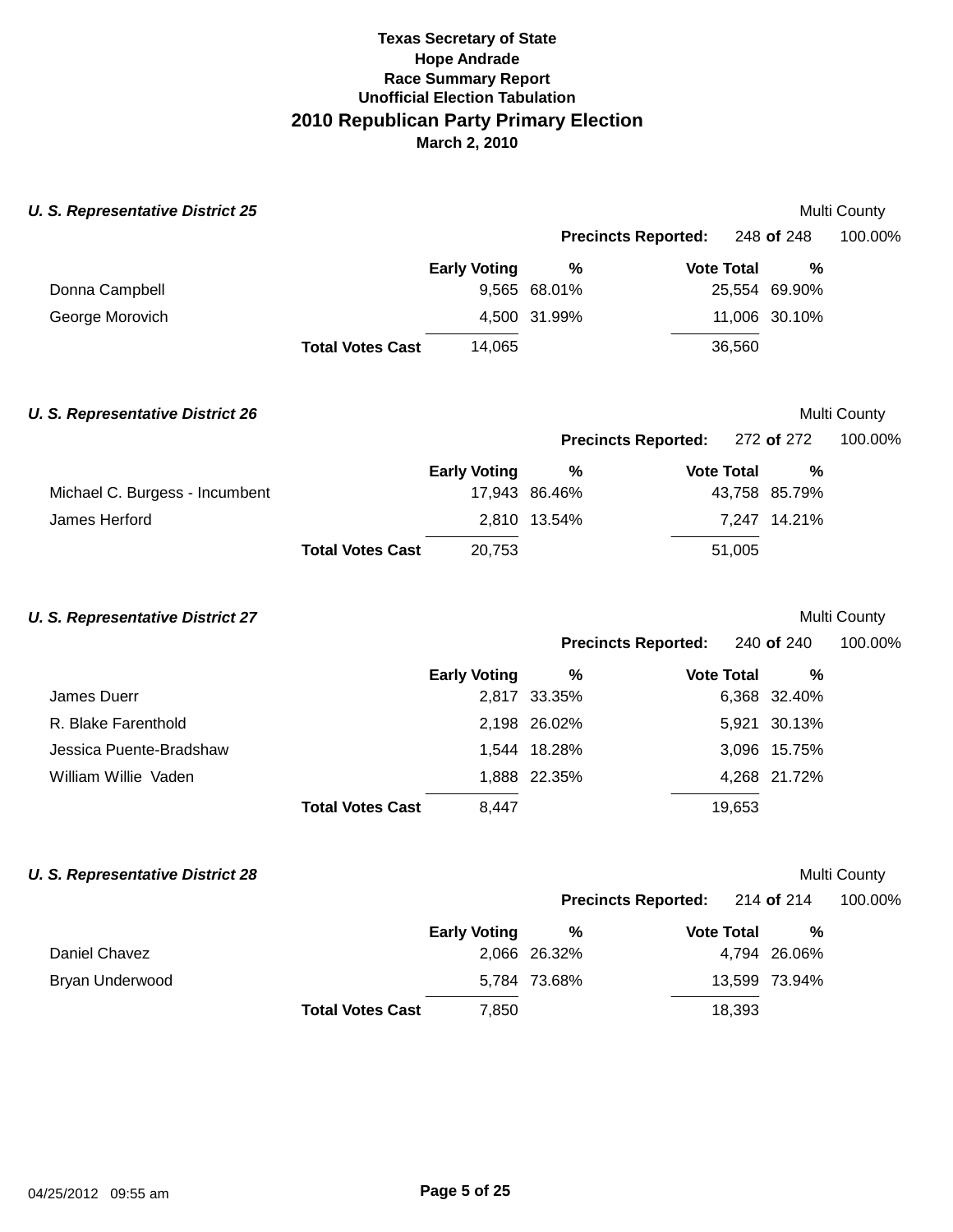**Texas Secretary of State**
**Hope Andrade**
**Race Summary Report**
**Unofficial Election Tabulation**

# 2010 Republican Party Primary Election

**March 2, 2010**

### *U. S. Representative District 25*

Multi County

**Precincts Reported:** 248 **of** 248 100.00%

| | Early Voting | % | Vote Total | % |
|---|---|---|---|---|
| Donna Campbell | 9,565 | 68.01% | 25,554 | 69.90% |
| George Morovich | 4,500 | 31.99% | 11,006 | 30.10% |
| **Total Votes Cast** | 14,065 | | 36,560 | |

### *U. S. Representative District 26*

Multi County

**Precincts Reported:** 272 **of** 272 100.00%

| | Early Voting | % | Vote Total | % |
|---|---|---|---|---|
| Michael C. Burgess - Incumbent | 17,943 | 86.46% | 43,758 | 85.79% |
| James Herford | 2,810 | 13.54% | 7,247 | 14.21% |
| **Total Votes Cast** | 20,753 | | 51,005 | |

### *U. S. Representative District 27*

Multi County

**Precincts Reported:** 240 **of** 240 100.00%

| | Early Voting | % | Vote Total | % |
|---|---|---|---|---|
| James Duerr | 2,817 | 33.35% | 6,368 | 32.40% |
| R. Blake Farenthold | 2,198 | 26.02% | 5,921 | 30.13% |
| Jessica Puente-Bradshaw | 1,544 | 18.28% | 3,096 | 15.75% |
| William Willie Vaden | 1,888 | 22.35% | 4,268 | 21.72% |
| **Total Votes Cast** | 8,447 | | 19,653 | |

### *U. S. Representative District 28*

Multi County

**Precincts Reported:** 214 **of** 214 100.00%

| | Early Voting | % | Vote Total | % |
|---|---|---|---|---|
| Daniel Chavez | 2,066 | 26.32% | 4,794 | 26.06% |
| Bryan Underwood | 5,784 | 73.68% | 13,599 | 73.94% |
| **Total Votes Cast** | 7,850 | | 18,393 | |

04/25/2012 09:55 am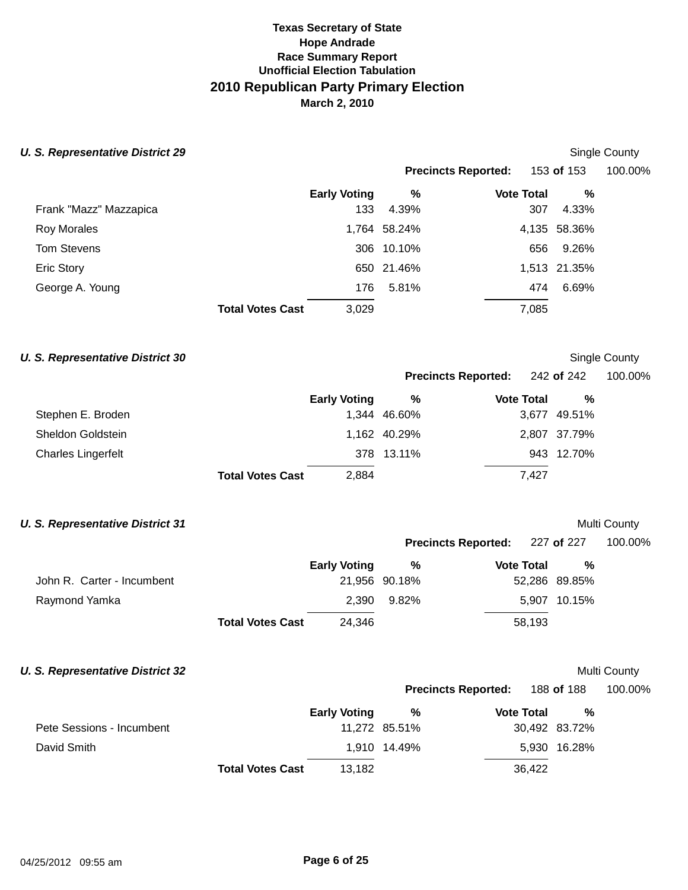# Texas Secretary of State
## Hope Andrade
## Race Summary Report
## Unofficial Election Tabulation
## 2010 Republican Party Primary Election
### March 2, 2010

### *U. S. Representative District 29*

Single County

**Precincts Reported:** 153 **of** 153 100.00%

| Candidate | Early Voting | % | Vote Total | % |
|---|---|---|---|---|
| Frank "Mazz" Mazzapica | 133 | 4.39% | 307 | 4.33% |
| Roy Morales | 1,764 | 58.24% | 4,135 | 58.36% |
| Tom Stevens | 306 | 10.10% | 656 | 9.26% |
| Eric Story | 650 | 21.46% | 1,513 | 21.35% |
| George A. Young | 176 | 5.81% | 474 | 6.69% |
| **Total Votes Cast** | 3,029 | | 7,085 | |

### *U. S. Representative District 30*

Single County

**Precincts Reported:** 242 **of** 242 100.00%

| Candidate | Early Voting | % | Vote Total | % |
|---|---|---|---|---|
| Stephen E. Broden | 1,344 | 46.60% | 3,677 | 49.51% |
| Sheldon Goldstein | 1,162 | 40.29% | 2,807 | 37.79% |
| Charles Lingerfelt | 378 | 13.11% | 943 | 12.70% |
| **Total Votes Cast** | 2,884 | | 7,427 | |

### *U. S. Representative District 31*

Multi County

**Precincts Reported:** 227 **of** 227 100.00%

| Candidate | Early Voting | % | Vote Total | % |
|---|---|---|---|---|
| John R. Carter - Incumbent | 21,956 | 90.18% | 52,286 | 89.85% |
| Raymond Yamka | 2,390 | 9.82% | 5,907 | 10.15% |
| **Total Votes Cast** | 24,346 | | 58,193 | |

### *U. S. Representative District 32*

Multi County

**Precincts Reported:** 188 **of** 188 100.00%

| Candidate | Early Voting | % | Vote Total | % |
|---|---|---|---|---|
| Pete Sessions - Incumbent | 11,272 | 85.51% | 30,492 | 83.72% |
| David Smith | 1,910 | 14.49% | 5,930 | 16.28% |
| **Total Votes Cast** | 13,182 | | 36,422 | |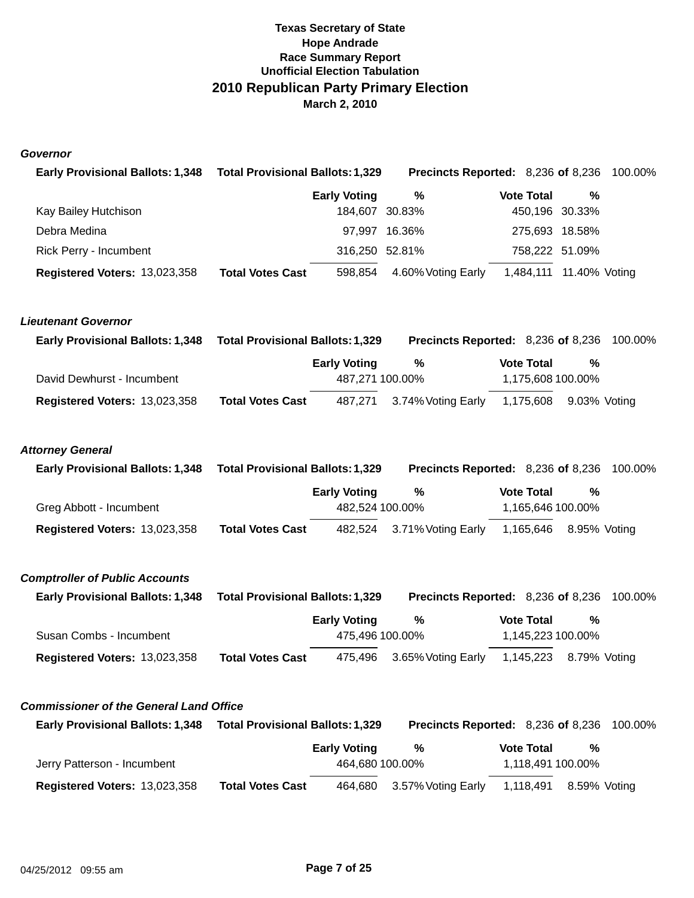**Texas Secretary of State**
**Hope Andrade**
**Race Summary Report**
**Unofficial Election Tabulation**

# 2010 Republican Party Primary Election

**March 2, 2010**

### *Governor*

**Early Provisional Ballots:** 1,348 **Total Provisional Ballots:** 1,329 **Precincts Reported:** 8,236 **of** 8,236 100.00%

| | Early Voting | % | Vote Total | % |
|---|---|---|---|---|
| Kay Bailey Hutchison | 184,607 | 30.83% | 450,196 | 30.33% |
| Debra Medina | 97,997 | 16.36% | 275,693 | 18.58% |
| Rick Perry - Incumbent | 316,250 | 52.81% | 758,222 | 51.09% |
| **Registered Voters:** 13,023,358 **Total Votes Cast** | 598,854 | 4.60% Voting Early | 1,484,111 | 11.40% Voting |

### *Lieutenant Governor*

**Early Provisional Ballots:** 1,348 **Total Provisional Ballots:** 1,329 **Precincts Reported:** 8,236 **of** 8,236 100.00%

| | Early Voting | % | Vote Total | % |
|---|---|---|---|---|
| David Dewhurst - Incumbent | 487,271 | 100.00% | 1,175,608 | 100.00% |
| **Registered Voters:** 13,023,358 **Total Votes Cast** | 487,271 | 3.74% Voting Early | 1,175,608 | 9.03% Voting |

### *Attorney General*

**Early Provisional Ballots:** 1,348 **Total Provisional Ballots:** 1,329 **Precincts Reported:** 8,236 **of** 8,236 100.00%

| | Early Voting | % | Vote Total | % |
|---|---|---|---|---|
| Greg Abbott - Incumbent | 482,524 | 100.00% | 1,165,646 | 100.00% |
| **Registered Voters:** 13,023,358 **Total Votes Cast** | 482,524 | 3.71% Voting Early | 1,165,646 | 8.95% Voting |

### *Comptroller of Public Accounts*

**Early Provisional Ballots:** 1,348 **Total Provisional Ballots:** 1,329 **Precincts Reported:** 8,236 **of** 8,236 100.00%

| | Early Voting | % | Vote Total | % |
|---|---|---|---|---|
| Susan Combs - Incumbent | 475,496 | 100.00% | 1,145,223 | 100.00% |
| **Registered Voters:** 13,023,358 **Total Votes Cast** | 475,496 | 3.65% Voting Early | 1,145,223 | 8.79% Voting |

### *Commissioner of the General Land Office*

**Early Provisional Ballots:** 1,348 **Total Provisional Ballots:** 1,329 **Precincts Reported:** 8,236 **of** 8,236 100.00%

| | Early Voting | % | Vote Total | % |
|---|---|---|---|---|
| Jerry Patterson - Incumbent | 464,680 | 100.00% | 1,118,491 | 100.00% |
| **Registered Voters:** 13,023,358 **Total Votes Cast** | 464,680 | 3.57% Voting Early | 1,118,491 | 8.59% Voting |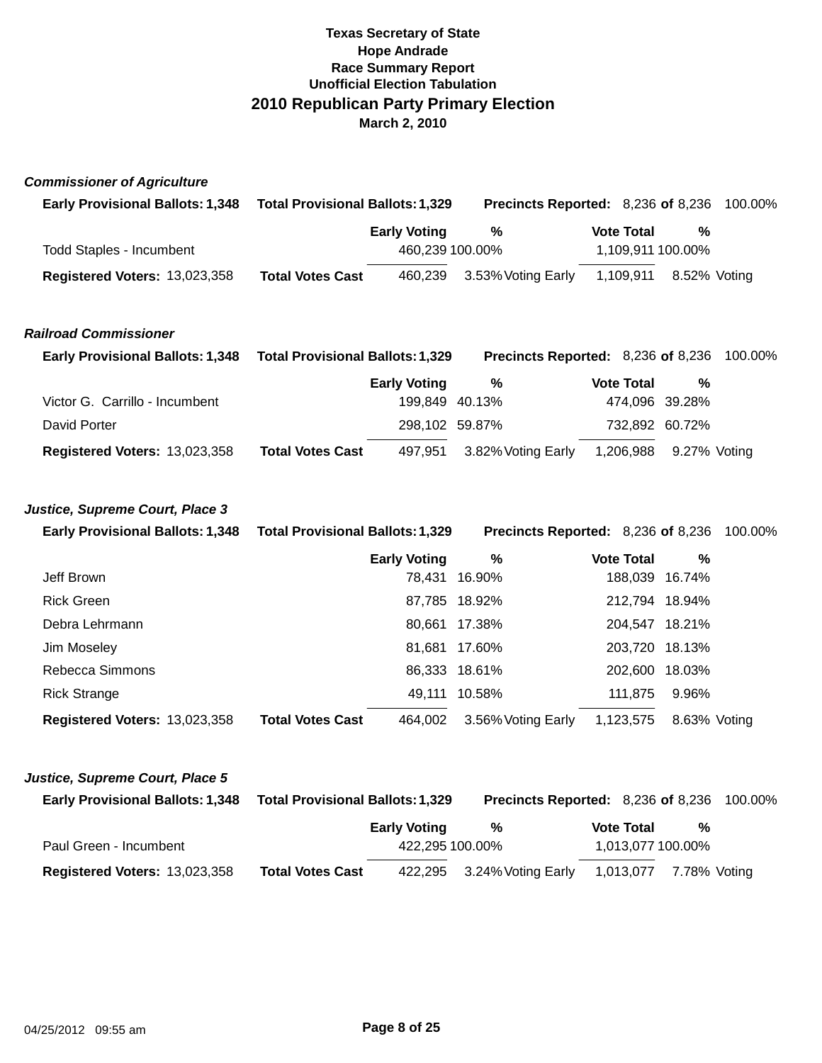**Texas Secretary of State**
**Hope Andrade**
**Race Summary Report**
**Unofficial Election Tabulation**

# 2010 Republican Party Primary Election

**March 2, 2010**

### *Commissioner of Agriculture*

**Early Provisional Ballots:** 1,348 **Total Provisional Ballots:** 1,329 **Precincts Reported:** 8,236 **of** 8,236 100.00%

| | | Early Voting | % | | Vote Total | % | |
|---|---|---|---|---|---|---|---|
| Todd Staples - Incumbent | | 460,239 | 100.00% | | 1,109,911 | 100.00% | |
| **Registered Voters:** 13,023,358 | **Total Votes Cast** | 460,239 | 3.53% | Voting Early | 1,109,911 | 8.52% | Voting |

### *Railroad Commissioner*

**Early Provisional Ballots:** 1,348 **Total Provisional Ballots:** 1,329 **Precincts Reported:** 8,236 **of** 8,236 100.00%

| | | Early Voting | % | | Vote Total | % | |
|---|---|---|---|---|---|---|---|
| Victor G. Carrillo - Incumbent | | 199,849 | 40.13% | | 474,096 | 39.28% | |
| David Porter | | 298,102 | 59.87% | | 732,892 | 60.72% | |
| **Registered Voters:** 13,023,358 | **Total Votes Cast** | 497,951 | 3.82% | Voting Early | 1,206,988 | 9.27% | Voting |

### *Justice, Supreme Court, Place 3*

**Early Provisional Ballots:** 1,348 **Total Provisional Ballots:** 1,329 **Precincts Reported:** 8,236 **of** 8,236 100.00%

| | | Early Voting | % | | Vote Total | % | |
|---|---|---|---|---|---|---|---|
| Jeff Brown | | 78,431 | 16.90% | | 188,039 | 16.74% | |
| Rick Green | | 87,785 | 18.92% | | 212,794 | 18.94% | |
| Debra Lehrmann | | 80,661 | 17.38% | | 204,547 | 18.21% | |
| Jim Moseley | | 81,681 | 17.60% | | 203,720 | 18.13% | |
| Rebecca Simmons | | 86,333 | 18.61% | | 202,600 | 18.03% | |
| Rick Strange | | 49,111 | 10.58% | | 111,875 | 9.96% | |
| **Registered Voters:** 13,023,358 | **Total Votes Cast** | 464,002 | 3.56% | Voting Early | 1,123,575 | 8.63% | Voting |

### *Justice, Supreme Court, Place 5*

**Early Provisional Ballots:** 1,348 **Total Provisional Ballots:** 1,329 **Precincts Reported:** 8,236 **of** 8,236 100.00%

| | | Early Voting | % | | Vote Total | % | |
|---|---|---|---|---|---|---|---|
| Paul Green - Incumbent | | 422,295 | 100.00% | | 1,013,077 | 100.00% | |
| **Registered Voters:** 13,023,358 | **Total Votes Cast** | 422,295 | 3.24% | Voting Early | 1,013,077 | 7.78% | Voting |

04/25/2012 09:55 am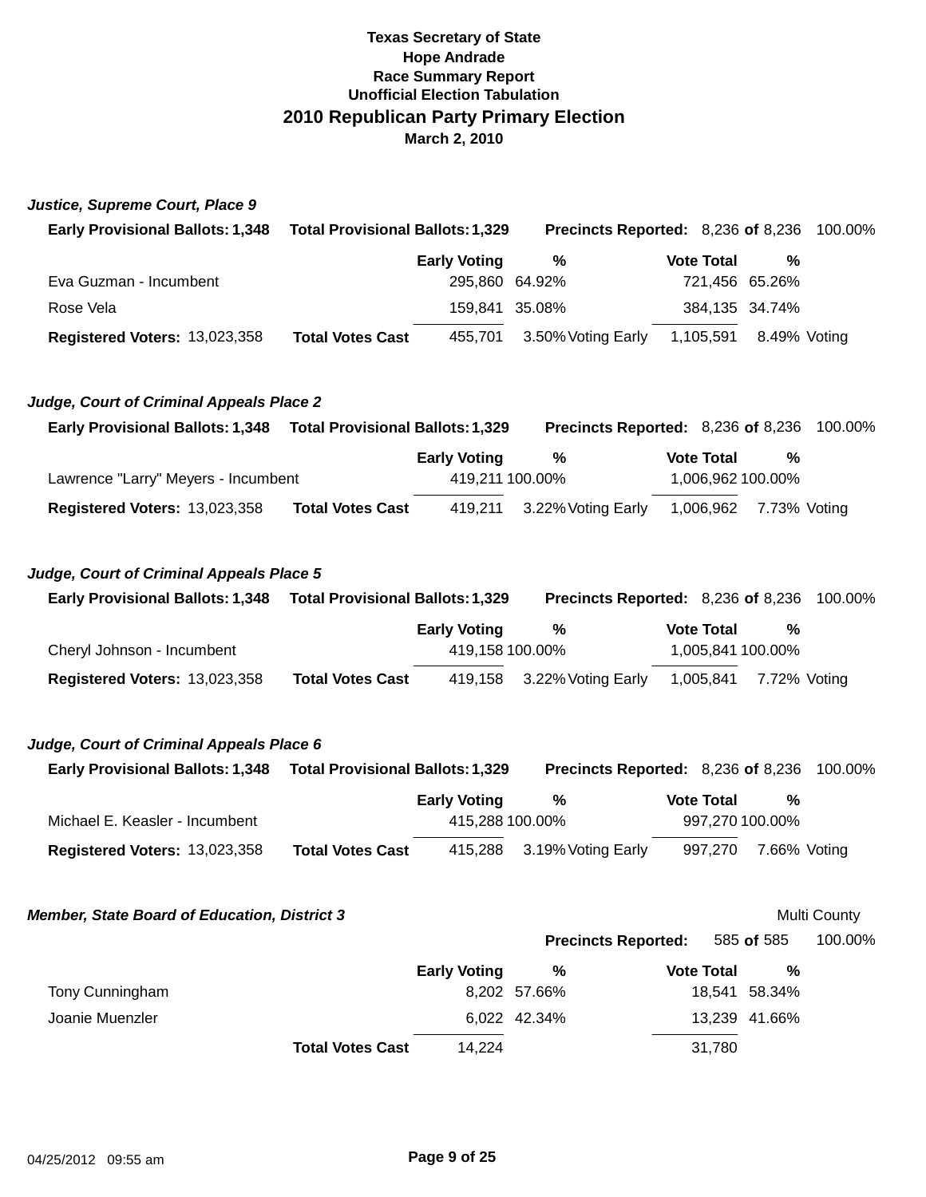**Texas Secretary of State**
**Hope Andrade**
**Race Summary Report**
**Unofficial Election Tabulation**

# 2010 Republican Party Primary Election

**March 2, 2010**

### *Justice, Supreme Court, Place 9*

**Early Provisional Ballots:** 1,348 **Total Provisional Ballots:** 1,329 **Precincts Reported:** 8,236 **of** 8,236 100.00%

| | Early Voting | % | Vote Total | % |
|---|---|---|---|---|
| Eva Guzman - Incumbent | 295,860 | 64.92% | 721,456 | 65.26% |
| Rose Vela | 159,841 | 35.08% | 384,135 | 34.74% |
| **Registered Voters:** 13,023,358 **Total Votes Cast** | 455,701 | 3.50% Voting Early | 1,105,591 | 8.49% Voting |

### *Judge, Court of Criminal Appeals Place 2*

**Early Provisional Ballots:** 1,348 **Total Provisional Ballots:** 1,329 **Precincts Reported:** 8,236 **of** 8,236 100.00%

| | Early Voting | % | Vote Total | % |
|---|---|---|---|---|
| Lawrence "Larry" Meyers - Incumbent | 419,211 | 100.00% | 1,006,962 | 100.00% |
| **Registered Voters:** 13,023,358 **Total Votes Cast** | 419,211 | 3.22% Voting Early | 1,006,962 | 7.73% Voting |

### *Judge, Court of Criminal Appeals Place 5*

**Early Provisional Ballots:** 1,348 **Total Provisional Ballots:** 1,329 **Precincts Reported:** 8,236 **of** 8,236 100.00%

| | Early Voting | % | Vote Total | % |
|---|---|---|---|---|
| Cheryl Johnson - Incumbent | 419,158 | 100.00% | 1,005,841 | 100.00% |
| **Registered Voters:** 13,023,358 **Total Votes Cast** | 419,158 | 3.22% Voting Early | 1,005,841 | 7.72% Voting |

### *Judge, Court of Criminal Appeals Place 6*

**Early Provisional Ballots:** 1,348 **Total Provisional Ballots:** 1,329 **Precincts Reported:** 8,236 **of** 8,236 100.00%

| | Early Voting | % | Vote Total | % |
|---|---|---|---|---|
| Michael E. Keasler - Incumbent | 415,288 | 100.00% | 997,270 | 100.00% |
| **Registered Voters:** 13,023,358 **Total Votes Cast** | 415,288 | 3.19% Voting Early | 997,270 | 7.66% Voting |

### *Member, State Board of Education, District 3*

Multi County

**Precincts Reported:** 585 **of** 585 100.00%

| | Early Voting | % | Vote Total | % |
|---|---|---|---|---|
| Tony Cunningham | 8,202 | 57.66% | 18,541 | 58.34% |
| Joanie Muenzler | 6,022 | 42.34% | 13,239 | 41.66% |
| **Total Votes Cast** | 14,224 | | 31,780 | |

04/25/2012 09:55 am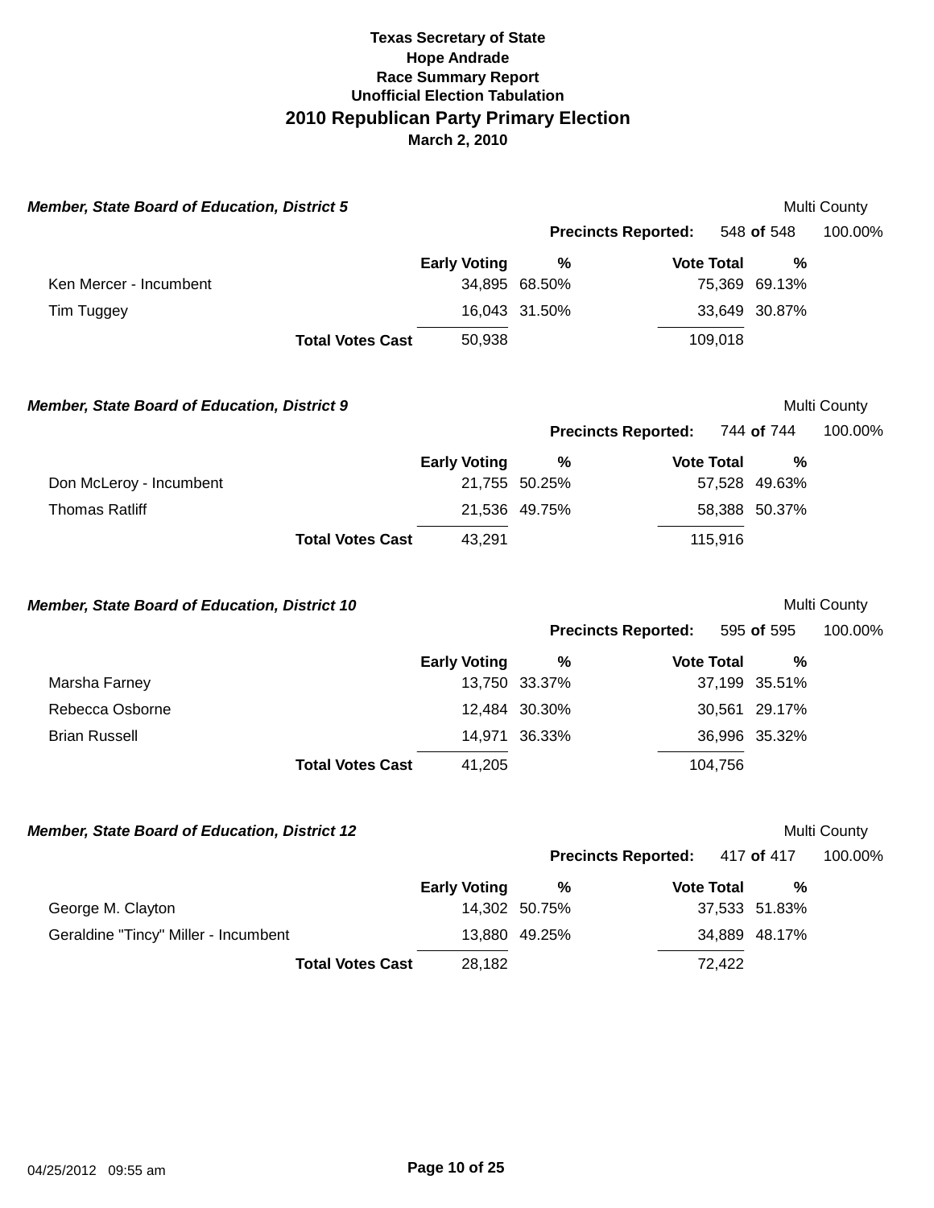# Texas Secretary of State
## Hope Andrade
### Race Summary Report
### Unofficial Election Tabulation
## 2010 Republican Party Primary Election
**March 2, 2010**

### *Member, State Board of Education, District 5*

Multi County

**Precincts Reported:** 548 **of** 548 100.00%

| | Early Voting | % | Vote Total | % |
|---|---|---|---|---|
| Ken Mercer - Incumbent | 34,895 | 68.50% | 75,369 | 69.13% |
| Tim Tuggey | 16,043 | 31.50% | 33,649 | 30.87% |
| **Total Votes Cast** | 50,938 | | 109,018 | |

### *Member, State Board of Education, District 9*

Multi County

**Precincts Reported:** 744 **of** 744 100.00%

| | Early Voting | % | Vote Total | % |
|---|---|---|---|---|
| Don McLeroy - Incumbent | 21,755 | 50.25% | 57,528 | 49.63% |
| Thomas Ratliff | 21,536 | 49.75% | 58,388 | 50.37% |
| **Total Votes Cast** | 43,291 | | 115,916 | |

### *Member, State Board of Education, District 10*

Multi County

**Precincts Reported:** 595 **of** 595 100.00%

| | Early Voting | % | Vote Total | % |
|---|---|---|---|---|
| Marsha Farney | 13,750 | 33.37% | 37,199 | 35.51% |
| Rebecca Osborne | 12,484 | 30.30% | 30,561 | 29.17% |
| Brian Russell | 14,971 | 36.33% | 36,996 | 35.32% |
| **Total Votes Cast** | 41,205 | | 104,756 | |

### *Member, State Board of Education, District 12*

Multi County

**Precincts Reported:** 417 **of** 417 100.00%

| | Early Voting | % | Vote Total | % |
|---|---|---|---|---|
| George M. Clayton | 14,302 | 50.75% | 37,533 | 51.83% |
| Geraldine "Tincy" Miller - Incumbent | 13,880 | 49.25% | 34,889 | 48.17% |
| **Total Votes Cast** | 28,182 | | 72,422 | |

04/25/2012 09:55 am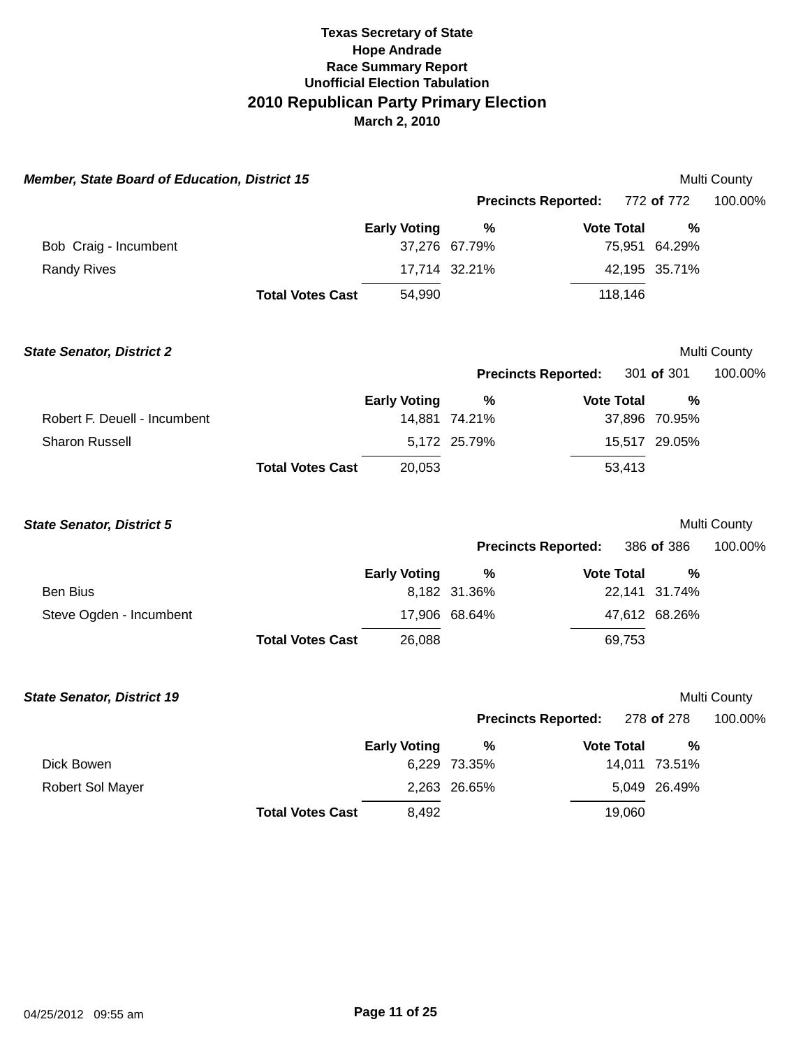**Texas Secretary of State**
**Hope Andrade**
**Race Summary Report**
**Unofficial Election Tabulation**

# 2010 Republican Party Primary Election

**March 2, 2010**

### *Member, State Board of Education, District 15*

Multi County

**Precincts Reported:** 772 **of** 772 100.00%

| | Early Voting | % | Vote Total | % |
|---|---|---|---|---|
| Bob Craig - Incumbent | 37,276 | 67.79% | 75,951 | 64.29% |
| Randy Rives | 17,714 | 32.21% | 42,195 | 35.71% |
| **Total Votes Cast** | 54,990 | | 118,146 | |

### *State Senator, District 2*

Multi County

**Precincts Reported:** 301 **of** 301 100.00%

| | Early Voting | % | Vote Total | % |
|---|---|---|---|---|
| Robert F. Deuell - Incumbent | 14,881 | 74.21% | 37,896 | 70.95% |
| Sharon Russell | 5,172 | 25.79% | 15,517 | 29.05% |
| **Total Votes Cast** | 20,053 | | 53,413 | |

### *State Senator, District 5*

Multi County

**Precincts Reported:** 386 **of** 386 100.00%

| | Early Voting | % | Vote Total | % |
|---|---|---|---|---|
| Ben Bius | 8,182 | 31.36% | 22,141 | 31.74% |
| Steve Ogden - Incumbent | 17,906 | 68.64% | 47,612 | 68.26% |
| **Total Votes Cast** | 26,088 | | 69,753 | |

### *State Senator, District 19*

Multi County

**Precincts Reported:** 278 **of** 278 100.00%

| | Early Voting | % | Vote Total | % |
|---|---|---|---|---|
| Dick Bowen | 6,229 | 73.35% | 14,011 | 73.51% |
| Robert Sol Mayer | 2,263 | 26.65% | 5,049 | 26.49% |
| **Total Votes Cast** | 8,492 | | 19,060 | |

04/25/2012 09:55 am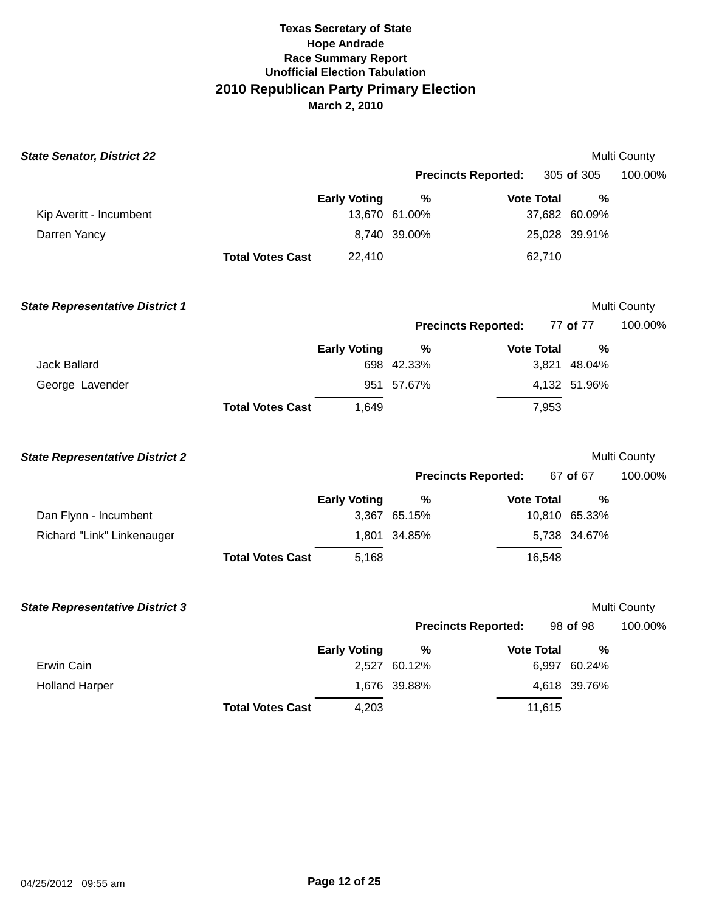**Texas Secretary of State**
**Hope Andrade**
**Race Summary Report**
**Unofficial Election Tabulation**

# 2010 Republican Party Primary Election

**March 2, 2010**

### *State Senator, District 22*

Multi County

**Precincts Reported:** 305 **of** 305 100.00%

| | Early Voting | % | Vote Total | % |
|---|---|---|---|---|
| Kip Averitt - Incumbent | 13,670 | 61.00% | 37,682 | 60.09% |
| Darren Yancy | 8,740 | 39.00% | 25,028 | 39.91% |
| **Total Votes Cast** | 22,410 | | 62,710 | |

### *State Representative District 1*

Multi County

**Precincts Reported:** 77 **of** 77 100.00%

| | Early Voting | % | Vote Total | % |
|---|---|---|---|---|
| Jack Ballard | 698 | 42.33% | 3,821 | 48.04% |
| George Lavender | 951 | 57.67% | 4,132 | 51.96% |
| **Total Votes Cast** | 1,649 | | 7,953 | |

### *State Representative District 2*

Multi County

**Precincts Reported:** 67 **of** 67 100.00%

| | Early Voting | % | Vote Total | % |
|---|---|---|---|---|
| Dan Flynn - Incumbent | 3,367 | 65.15% | 10,810 | 65.33% |
| Richard "Link" Linkenauger | 1,801 | 34.85% | 5,738 | 34.67% |
| **Total Votes Cast** | 5,168 | | 16,548 | |

### *State Representative District 3*

Multi County

**Precincts Reported:** 98 **of** 98 100.00%

| | Early Voting | % | Vote Total | % |
|---|---|---|---|---|
| Erwin Cain | 2,527 | 60.12% | 6,997 | 60.24% |
| Holland Harper | 1,676 | 39.88% | 4,618 | 39.76% |
| **Total Votes Cast** | 4,203 | | 11,615 | |

04/25/2012 09:55 am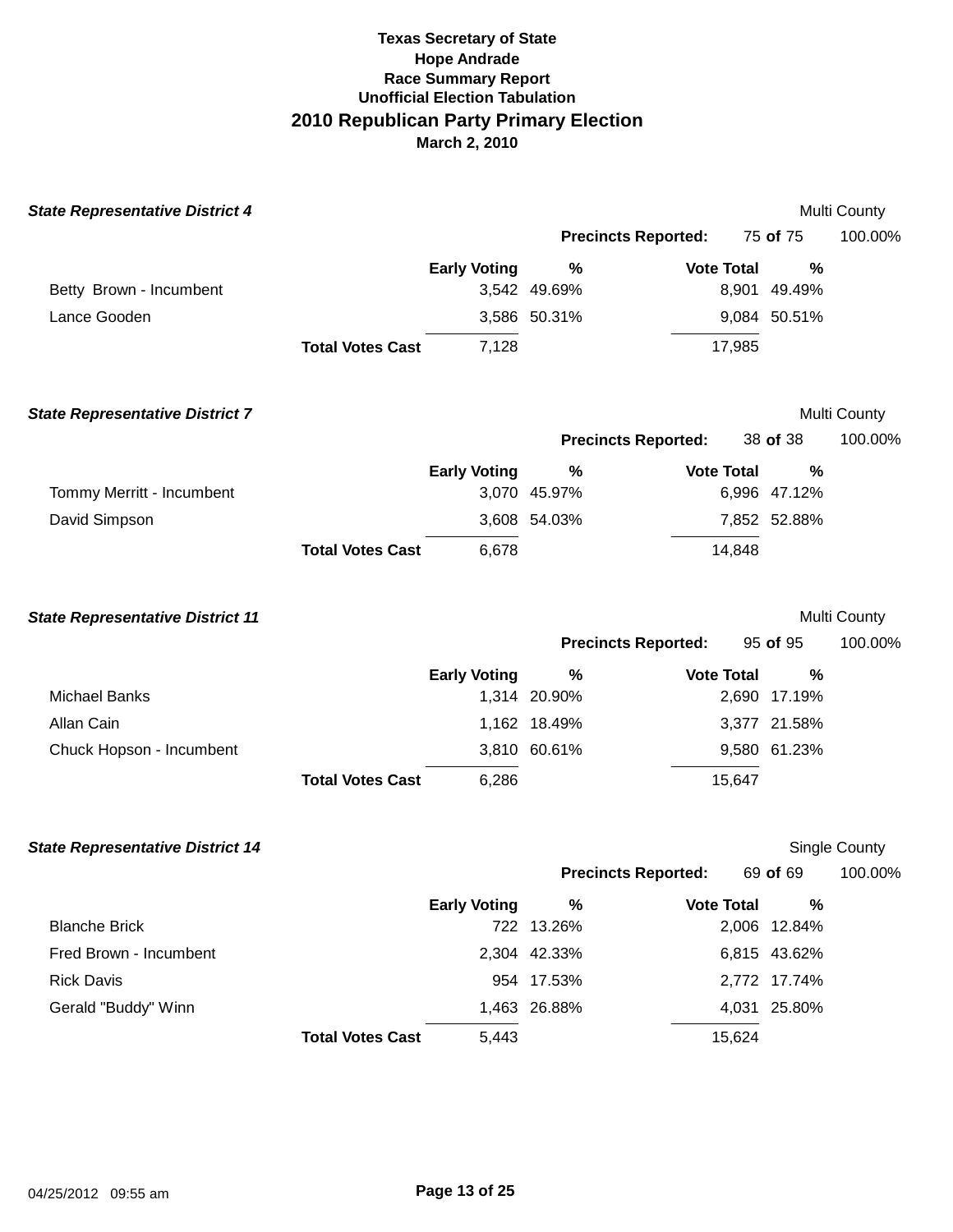# Texas Secretary of State
## Hope Andrade
### Race Summary Report
### Unofficial Election Tabulation
## 2010 Republican Party Primary Election
### March 2, 2010

***State Representative District 4*** — Multi County

**Precincts Reported:** 75 **of** 75 — 100.00%

| | Early Voting | % | Vote Total | % |
|---|---|---|---|---|
| Betty Brown - Incumbent | 3,542 | 49.69% | 8,901 | 49.49% |
| Lance Gooden | 3,586 | 50.31% | 9,084 | 50.51% |
| **Total Votes Cast** | 7,128 | | 17,985 | |

***State Representative District 7*** — Multi County

**Precincts Reported:** 38 **of** 38 — 100.00%

| | Early Voting | % | Vote Total | % |
|---|---|---|---|---|
| Tommy Merritt - Incumbent | 3,070 | 45.97% | 6,996 | 47.12% |
| David Simpson | 3,608 | 54.03% | 7,852 | 52.88% |
| **Total Votes Cast** | 6,678 | | 14,848 | |

***State Representative District 11*** — Multi County

**Precincts Reported:** 95 **of** 95 — 100.00%

| | Early Voting | % | Vote Total | % |
|---|---|---|---|---|
| Michael Banks | 1,314 | 20.90% | 2,690 | 17.19% |
| Allan Cain | 1,162 | 18.49% | 3,377 | 21.58% |
| Chuck Hopson - Incumbent | 3,810 | 60.61% | 9,580 | 61.23% |
| **Total Votes Cast** | 6,286 | | 15,647 | |

***State Representative District 14*** — Single County

**Precincts Reported:** 69 **of** 69 — 100.00%

| | Early Voting | % | Vote Total | % |
|---|---|---|---|---|
| Blanche Brick | 722 | 13.26% | 2,006 | 12.84% |
| Fred Brown - Incumbent | 2,304 | 42.33% | 6,815 | 43.62% |
| Rick Davis | 954 | 17.53% | 2,772 | 17.74% |
| Gerald "Buddy" Winn | 1,463 | 26.88% | 4,031 | 25.80% |
| **Total Votes Cast** | 5,443 | | 15,624 | |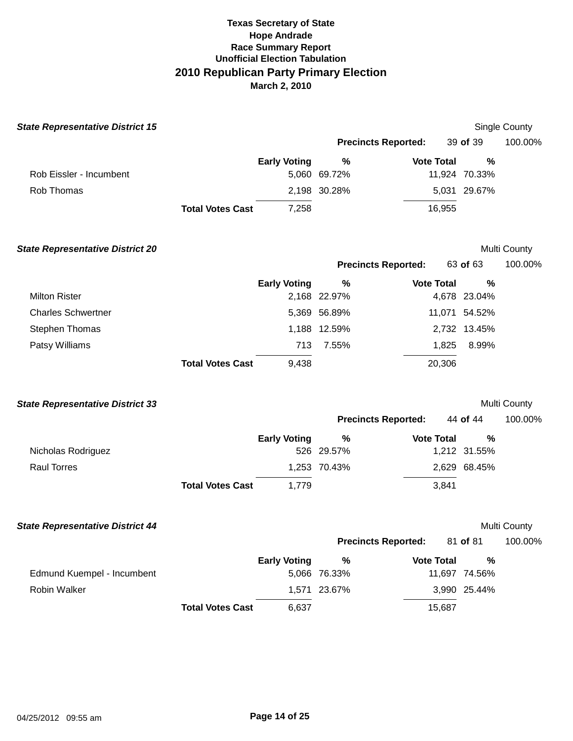**Texas Secretary of State**
**Hope Andrade**
**Race Summary Report**
**Unofficial Election Tabulation**

# 2010 Republican Party Primary Election

**March 2, 2010**

### *State Representative District 15*

Single County

**Precincts Reported:** 39 **of** 39 100.00%

| | Early Voting | % | Vote Total | % |
|---|---|---|---|---|
| Rob Eissler - Incumbent | 5,060 | 69.72% | 11,924 | 70.33% |
| Rob Thomas | 2,198 | 30.28% | 5,031 | 29.67% |
| **Total Votes Cast** | 7,258 | | 16,955 | |

### *State Representative District 20*

Multi County

**Precincts Reported:** 63 **of** 63 100.00%

| | Early Voting | % | Vote Total | % |
|---|---|---|---|---|
| Milton Rister | 2,168 | 22.97% | 4,678 | 23.04% |
| Charles Schwertner | 5,369 | 56.89% | 11,071 | 54.52% |
| Stephen Thomas | 1,188 | 12.59% | 2,732 | 13.45% |
| Patsy Williams | 713 | 7.55% | 1,825 | 8.99% |
| **Total Votes Cast** | 9,438 | | 20,306 | |

### *State Representative District 33*

Multi County

**Precincts Reported:** 44 **of** 44 100.00%

| | Early Voting | % | Vote Total | % |
|---|---|---|---|---|
| Nicholas Rodriguez | 526 | 29.57% | 1,212 | 31.55% |
| Raul Torres | 1,253 | 70.43% | 2,629 | 68.45% |
| **Total Votes Cast** | 1,779 | | 3,841 | |

### *State Representative District 44*

Multi County

**Precincts Reported:** 81 **of** 81 100.00%

| | Early Voting | % | Vote Total | % |
|---|---|---|---|---|
| Edmund Kuempel - Incumbent | 5,066 | 76.33% | 11,697 | 74.56% |
| Robin Walker | 1,571 | 23.67% | 3,990 | 25.44% |
| **Total Votes Cast** | 6,637 | | 15,687 | |

04/25/2012 09:55 am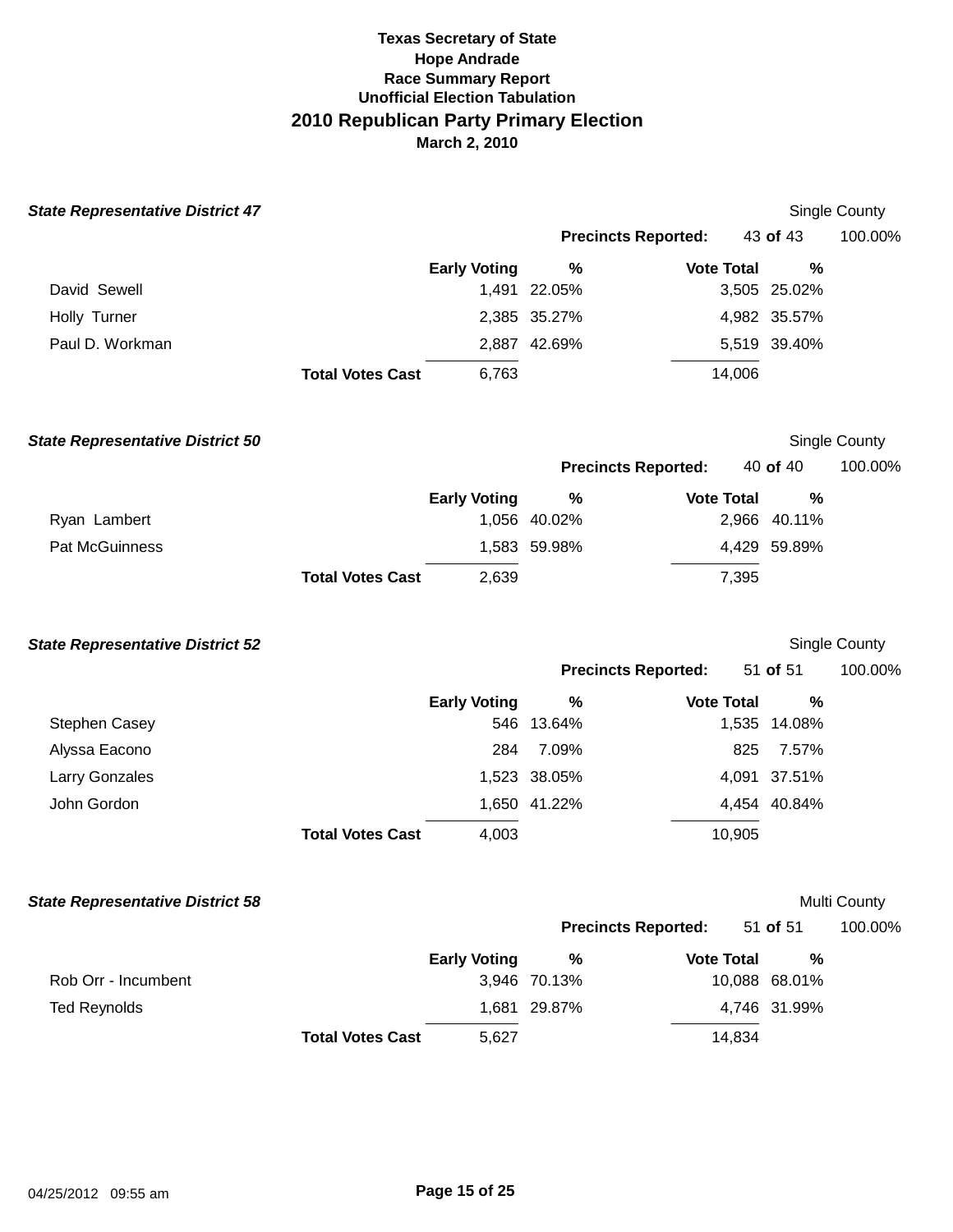**Texas Secretary of State**
**Hope Andrade**
**Race Summary Report**
**Unofficial Election Tabulation**

## 2010 Republican Party Primary Election

**March 2, 2010**

### *State Representative District 47*

Single County

**Precincts Reported:** 43 **of** 43 100.00%

| | Early Voting | % | Vote Total | % |
|---|---|---|---|---|
| David Sewell | 1,491 | 22.05% | 3,505 | 25.02% |
| Holly Turner | 2,385 | 35.27% | 4,982 | 35.57% |
| Paul D. Workman | 2,887 | 42.69% | 5,519 | 39.40% |
| **Total Votes Cast** | 6,763 | | 14,006 | |

### *State Representative District 50*

Single County

**Precincts Reported:** 40 **of** 40 100.00%

| | Early Voting | % | Vote Total | % |
|---|---|---|---|---|
| Ryan Lambert | 1,056 | 40.02% | 2,966 | 40.11% |
| Pat McGuinness | 1,583 | 59.98% | 4,429 | 59.89% |
| **Total Votes Cast** | 2,639 | | 7,395 | |

### *State Representative District 52*

Single County

**Precincts Reported:** 51 **of** 51 100.00%

| | Early Voting | % | Vote Total | % |
|---|---|---|---|---|
| Stephen Casey | 546 | 13.64% | 1,535 | 14.08% |
| Alyssa Eacono | 284 | 7.09% | 825 | 7.57% |
| Larry Gonzales | 1,523 | 38.05% | 4,091 | 37.51% |
| John Gordon | 1,650 | 41.22% | 4,454 | 40.84% |
| **Total Votes Cast** | 4,003 | | 10,905 | |

### *State Representative District 58*

Multi County

**Precincts Reported:** 51 **of** 51 100.00%

| | Early Voting | % | Vote Total | % |
|---|---|---|---|---|
| Rob Orr - Incumbent | 3,946 | 70.13% | 10,088 | 68.01% |
| Ted Reynolds | 1,681 | 29.87% | 4,746 | 31.99% |
| **Total Votes Cast** | 5,627 | | 14,834 | |

04/25/2012 09:55 am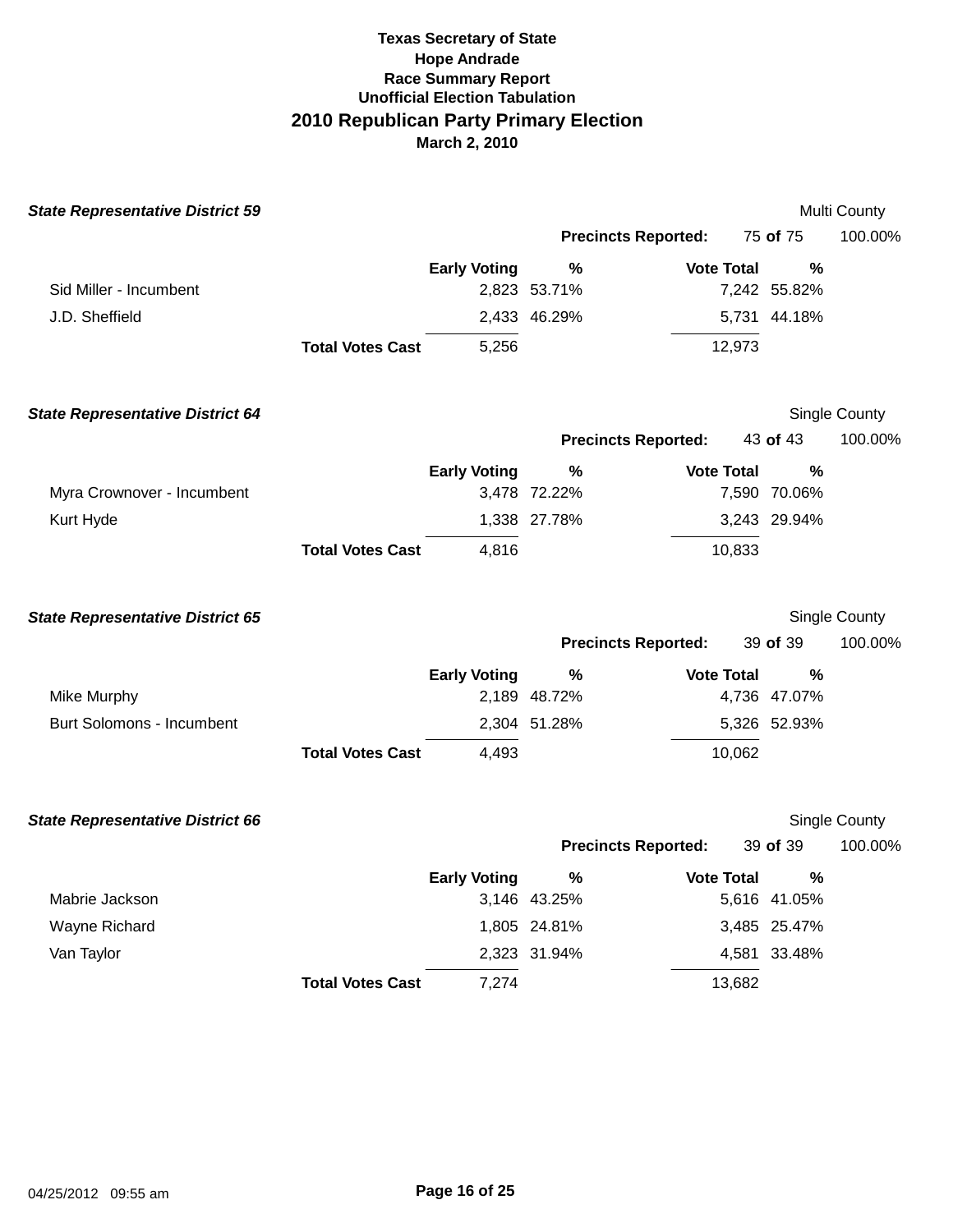**Texas Secretary of State**
**Hope Andrade**
**Race Summary Report**
**Unofficial Election Tabulation**

# 2010 Republican Party Primary Election

**March 2, 2010**

### *State Representative District 59*

Multi County

**Precincts Reported:** 75 **of** 75 100.00%

| | Early Voting | % | Vote Total | % |
|---|---|---|---|---|
| Sid Miller - Incumbent | 2,823 | 53.71% | 7,242 | 55.82% |
| J.D. Sheffield | 2,433 | 46.29% | 5,731 | 44.18% |
| **Total Votes Cast** | 5,256 | | 12,973 | |

### *State Representative District 64*

Single County

**Precincts Reported:** 43 **of** 43 100.00%

| | Early Voting | % | Vote Total | % |
|---|---|---|---|---|
| Myra Crownover - Incumbent | 3,478 | 72.22% | 7,590 | 70.06% |
| Kurt Hyde | 1,338 | 27.78% | 3,243 | 29.94% |
| **Total Votes Cast** | 4,816 | | 10,833 | |

### *State Representative District 65*

Single County

**Precincts Reported:** 39 **of** 39 100.00%

| | Early Voting | % | Vote Total | % |
|---|---|---|---|---|
| Mike Murphy | 2,189 | 48.72% | 4,736 | 47.07% |
| Burt Solomons - Incumbent | 2,304 | 51.28% | 5,326 | 52.93% |
| **Total Votes Cast** | 4,493 | | 10,062 | |

### *State Representative District 66*

Single County

**Precincts Reported:** 39 **of** 39 100.00%

| | Early Voting | % | Vote Total | % |
|---|---|---|---|---|
| Mabrie Jackson | 3,146 | 43.25% | 5,616 | 41.05% |
| Wayne Richard | 1,805 | 24.81% | 3,485 | 25.47% |
| Van Taylor | 2,323 | 31.94% | 4,581 | 33.48% |
| **Total Votes Cast** | 7,274 | | 13,682 | |

04/25/2012 09:55 am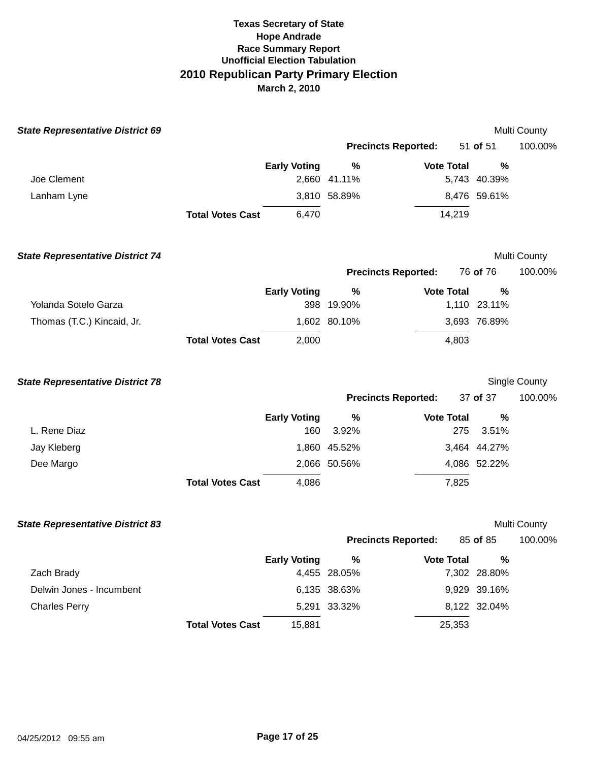**Texas Secretary of State**
**Hope Andrade**
**Race Summary Report**
**Unofficial Election Tabulation**

## 2010 Republican Party Primary Election

**March 2, 2010**

### *State Representative District 69*

Multi County

**Precincts Reported:** 51 **of** 51 100.00%

| | Early Voting | % | Vote Total | % |
|---|---|---|---|---|
| Joe Clement | 2,660 | 41.11% | 5,743 | 40.39% |
| Lanham Lyne | 3,810 | 58.89% | 8,476 | 59.61% |
| **Total Votes Cast** | 6,470 | | 14,219 | |

### *State Representative District 74*

Multi County

**Precincts Reported:** 76 **of** 76 100.00%

| | Early Voting | % | Vote Total | % |
|---|---|---|---|---|
| Yolanda Sotelo Garza | 398 | 19.90% | 1,110 | 23.11% |
| Thomas (T.C.) Kincaid, Jr. | 1,602 | 80.10% | 3,693 | 76.89% |
| **Total Votes Cast** | 2,000 | | 4,803 | |

### *State Representative District 78*

Single County

**Precincts Reported:** 37 **of** 37 100.00%

| | Early Voting | % | Vote Total | % |
|---|---|---|---|---|
| L. Rene Diaz | 160 | 3.92% | 275 | 3.51% |
| Jay Kleberg | 1,860 | 45.52% | 3,464 | 44.27% |
| Dee Margo | 2,066 | 50.56% | 4,086 | 52.22% |
| **Total Votes Cast** | 4,086 | | 7,825 | |

### *State Representative District 83*

Multi County

**Precincts Reported:** 85 **of** 85 100.00%

| | Early Voting | % | Vote Total | % |
|---|---|---|---|---|
| Zach Brady | 4,455 | 28.05% | 7,302 | 28.80% |
| Delwin Jones - Incumbent | 6,135 | 38.63% | 9,929 | 39.16% |
| Charles Perry | 5,291 | 33.32% | 8,122 | 32.04% |
| **Total Votes Cast** | 15,881 | | 25,353 | |

04/25/2012 09:55 am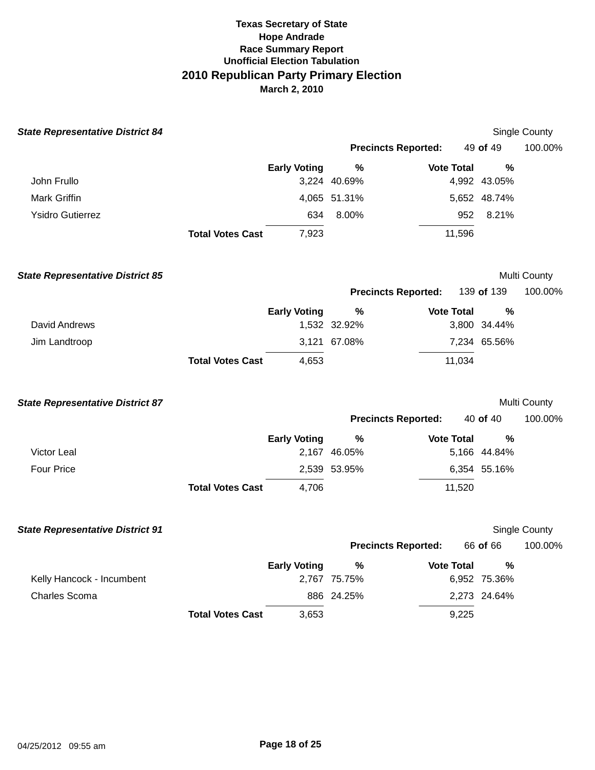**Texas Secretary of State**
**Hope Andrade**
**Race Summary Report**
**Unofficial Election Tabulation**

# 2010 Republican Party Primary Election

**March 2, 2010**

### *State Representative District 84*

Single County

**Precincts Reported:** 49 **of** 49 100.00%

| | Early Voting | % | Vote Total | % |
|---|---|---|---|---|
| John Frullo | 3,224 | 40.69% | 4,992 | 43.05% |
| Mark Griffin | 4,065 | 51.31% | 5,652 | 48.74% |
| Ysidro Gutierrez | 634 | 8.00% | 952 | 8.21% |
| **Total Votes Cast** | 7,923 | | 11,596 | |

### *State Representative District 85*

Multi County

**Precincts Reported:** 139 **of** 139 100.00%

| | Early Voting | % | Vote Total | % |
|---|---|---|---|---|
| David Andrews | 1,532 | 32.92% | 3,800 | 34.44% |
| Jim Landtroop | 3,121 | 67.08% | 7,234 | 65.56% |
| **Total Votes Cast** | 4,653 | | 11,034 | |

### *State Representative District 87*

Multi County

**Precincts Reported:** 40 **of** 40 100.00%

| | Early Voting | % | Vote Total | % |
|---|---|---|---|---|
| Victor Leal | 2,167 | 46.05% | 5,166 | 44.84% |
| Four Price | 2,539 | 53.95% | 6,354 | 55.16% |
| **Total Votes Cast** | 4,706 | | 11,520 | |

### *State Representative District 91*

Single County

**Precincts Reported:** 66 **of** 66 100.00%

| | Early Voting | % | Vote Total | % |
|---|---|---|---|---|
| Kelly Hancock - Incumbent | 2,767 | 75.75% | 6,952 | 75.36% |
| Charles Scoma | 886 | 24.25% | 2,273 | 24.64% |
| **Total Votes Cast** | 3,653 | | 9,225 | |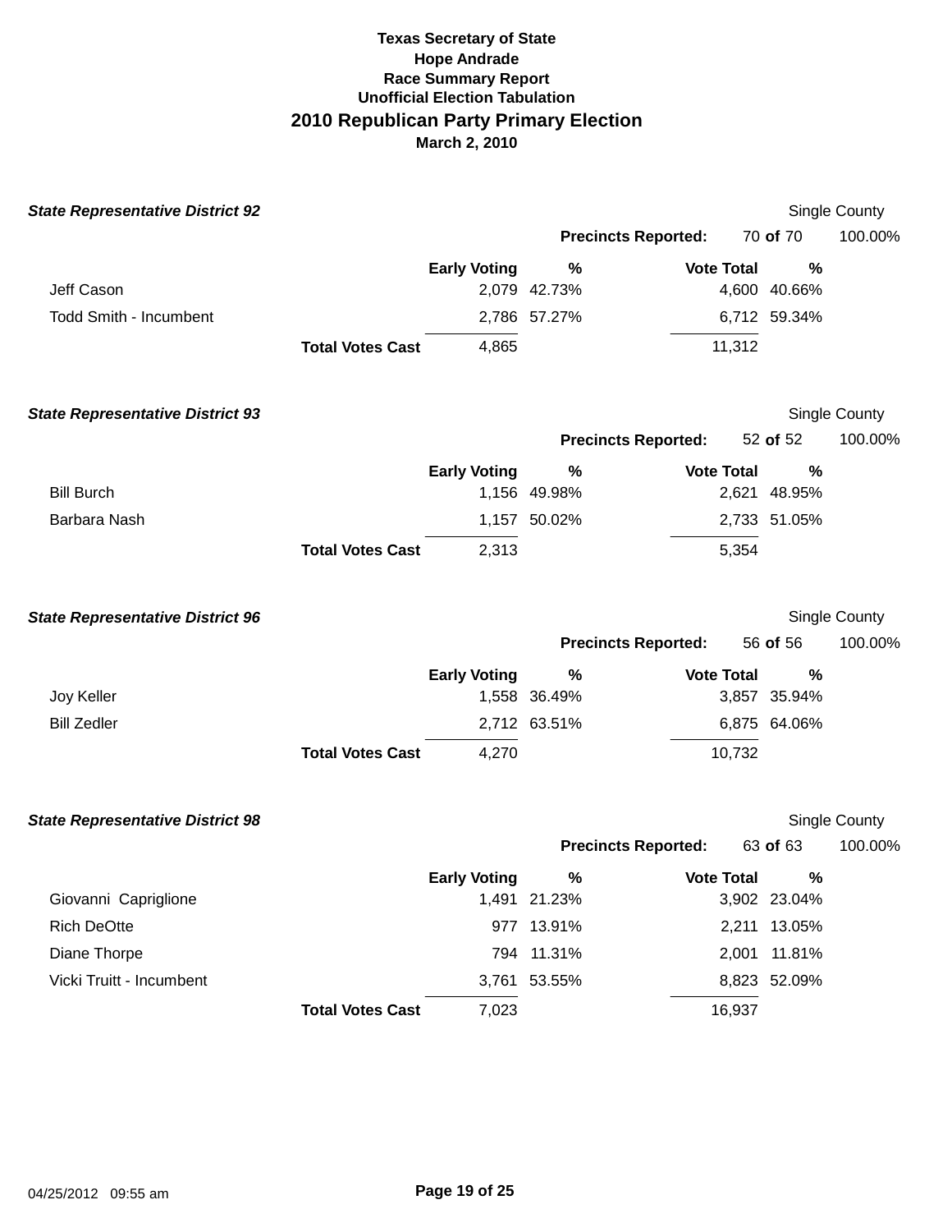**Texas Secretary of State**
**Hope Andrade**
**Race Summary Report**
**Unofficial Election Tabulation**

# 2010 Republican Party Primary Election

**March 2, 2010**

### *State Representative District 92*

Single County

**Precincts Reported:** 70 **of** 70 100.00%

| | Early Voting | % | Vote Total | % |
|---|---|---|---|---|
| Jeff Cason | 2,079 | 42.73% | 4,600 | 40.66% |
| Todd Smith - Incumbent | 2,786 | 57.27% | 6,712 | 59.34% |
| **Total Votes Cast** | 4,865 | | 11,312 | |

### *State Representative District 93*

Single County

**Precincts Reported:** 52 **of** 52 100.00%

| | Early Voting | % | Vote Total | % |
|---|---|---|---|---|
| Bill Burch | 1,156 | 49.98% | 2,621 | 48.95% |
| Barbara Nash | 1,157 | 50.02% | 2,733 | 51.05% |
| **Total Votes Cast** | 2,313 | | 5,354 | |

### *State Representative District 96*

Single County

**Precincts Reported:** 56 **of** 56 100.00%

| | Early Voting | % | Vote Total | % |
|---|---|---|---|---|
| Joy Keller | 1,558 | 36.49% | 3,857 | 35.94% |
| Bill Zedler | 2,712 | 63.51% | 6,875 | 64.06% |
| **Total Votes Cast** | 4,270 | | 10,732 | |

### *State Representative District 98*

Single County

**Precincts Reported:** 63 **of** 63 100.00%

| | Early Voting | % | Vote Total | % |
|---|---|---|---|---|
| Giovanni Capriglione | 1,491 | 21.23% | 3,902 | 23.04% |
| Rich DeOtte | 977 | 13.91% | 2,211 | 13.05% |
| Diane Thorpe | 794 | 11.31% | 2,001 | 11.81% |
| Vicki Truitt - Incumbent | 3,761 | 53.55% | 8,823 | 52.09% |
| **Total Votes Cast** | 7,023 | | 16,937 | |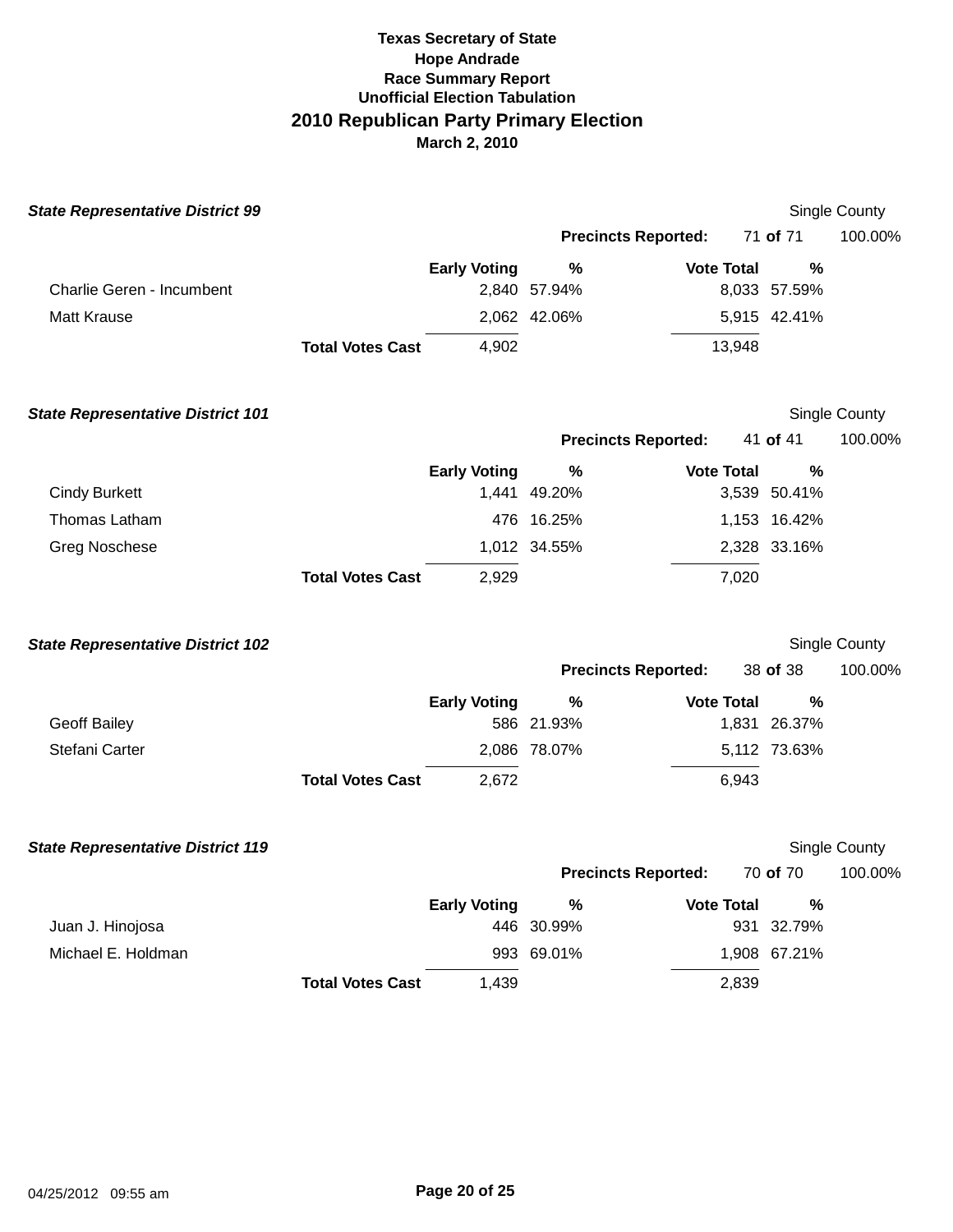**Texas Secretary of State**
**Hope Andrade**
**Race Summary Report**
**Unofficial Election Tabulation**

## 2010 Republican Party Primary Election

**March 2, 2010**

### *State Representative District 99*

Single County

**Precincts Reported:** 71 **of** 71 100.00%

| | Early Voting | % | Vote Total | % |
|---|---|---|---|---|
| Charlie Geren - Incumbent | 2,840 | 57.94% | 8,033 | 57.59% |
| Matt Krause | 2,062 | 42.06% | 5,915 | 42.41% |
| **Total Votes Cast** | 4,902 | | 13,948 | |

### *State Representative District 101*

Single County

**Precincts Reported:** 41 **of** 41 100.00%

| | Early Voting | % | Vote Total | % |
|---|---|---|---|---|
| Cindy Burkett | 1,441 | 49.20% | 3,539 | 50.41% |
| Thomas Latham | 476 | 16.25% | 1,153 | 16.42% |
| Greg Noschese | 1,012 | 34.55% | 2,328 | 33.16% |
| **Total Votes Cast** | 2,929 | | 7,020 | |

### *State Representative District 102*

Single County

**Precincts Reported:** 38 **of** 38 100.00%

| | Early Voting | % | Vote Total | % |
|---|---|---|---|---|
| Geoff Bailey | 586 | 21.93% | 1,831 | 26.37% |
| Stefani Carter | 2,086 | 78.07% | 5,112 | 73.63% |
| **Total Votes Cast** | 2,672 | | 6,943 | |

### *State Representative District 119*

Single County

**Precincts Reported:** 70 **of** 70 100.00%

| | Early Voting | % | Vote Total | % |
|---|---|---|---|---|
| Juan J. Hinojosa | 446 | 30.99% | 931 | 32.79% |
| Michael E. Holdman | 993 | 69.01% | 1,908 | 67.21% |
| **Total Votes Cast** | 1,439 | | 2,839 | |

04/25/2012 09:55 am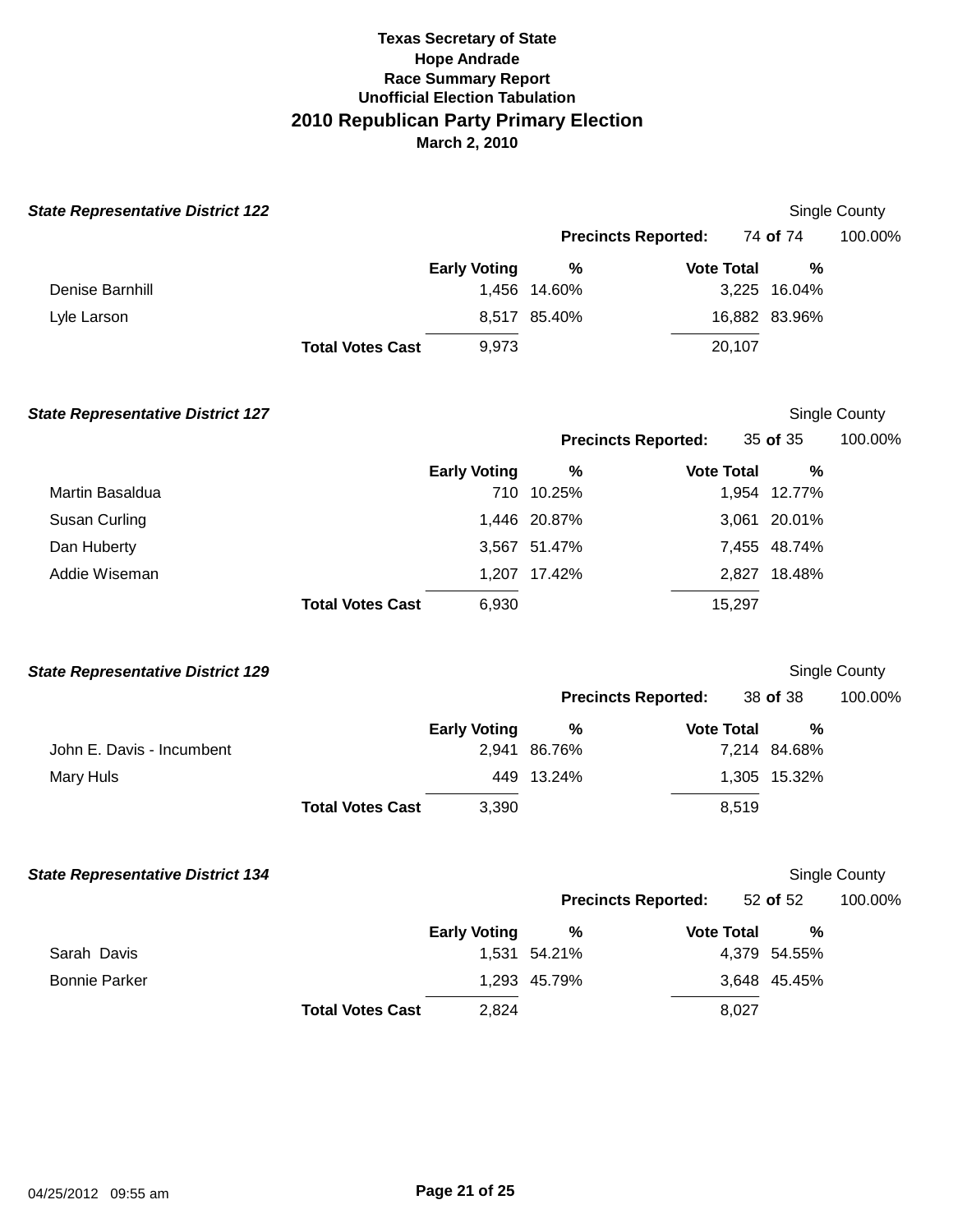**Texas Secretary of State**
**Hope Andrade**
**Race Summary Report**
**Unofficial Election Tabulation**

# 2010 Republican Party Primary Election

**March 2, 2010**

### *State Representative District 122*

Single County

**Precincts Reported:** 74 **of** 74 100.00%

| | Early Voting | % | Vote Total | % |
|---|---|---|---|---|
| Denise Barnhill | 1,456 | 14.60% | 3,225 | 16.04% |
| Lyle Larson | 8,517 | 85.40% | 16,882 | 83.96% |
| **Total Votes Cast** | 9,973 | | 20,107 | |

### *State Representative District 127*

Single County

**Precincts Reported:** 35 **of** 35 100.00%

| | Early Voting | % | Vote Total | % |
|---|---|---|---|---|
| Martin Basaldua | 710 | 10.25% | 1,954 | 12.77% |
| Susan Curling | 1,446 | 20.87% | 3,061 | 20.01% |
| Dan Huberty | 3,567 | 51.47% | 7,455 | 48.74% |
| Addie Wiseman | 1,207 | 17.42% | 2,827 | 18.48% |
| **Total Votes Cast** | 6,930 | | 15,297 | |

### *State Representative District 129*

Single County

**Precincts Reported:** 38 **of** 38 100.00%

| | Early Voting | % | Vote Total | % |
|---|---|---|---|---|
| John E. Davis - Incumbent | 2,941 | 86.76% | 7,214 | 84.68% |
| Mary Huls | 449 | 13.24% | 1,305 | 15.32% |
| **Total Votes Cast** | 3,390 | | 8,519 | |

### *State Representative District 134*

Single County

**Precincts Reported:** 52 **of** 52 100.00%

| | Early Voting | % | Vote Total | % |
|---|---|---|---|---|
| Sarah Davis | 1,531 | 54.21% | 4,379 | 54.55% |
| Bonnie Parker | 1,293 | 45.79% | 3,648 | 45.45% |
| **Total Votes Cast** | 2,824 | | 8,027 | |

04/25/2012 09:55 am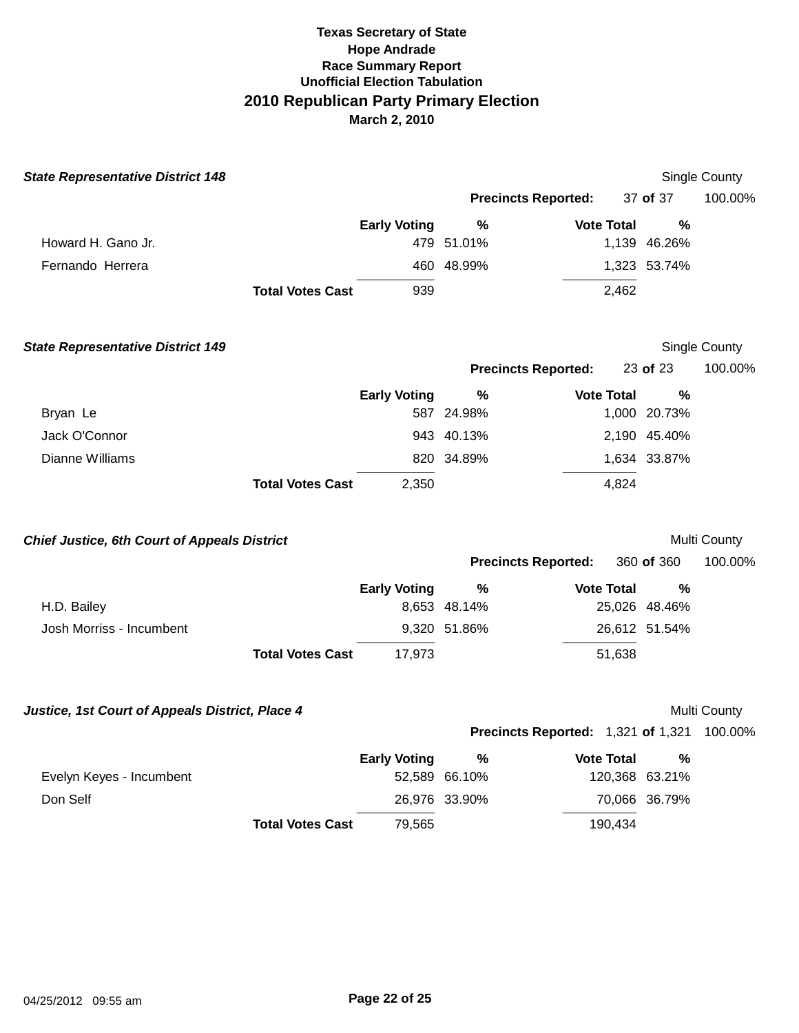**Texas Secretary of State**
**Hope Andrade**
**Race Summary Report**
**Unofficial Election Tabulation**

# 2010 Republican Party Primary Election

**March 2, 2010**

### *State Representative District 148*

Single County

**Precincts Reported:** 37 **of** 37 100.00%

| | Early Voting | % | Vote Total | % |
|---|---|---|---|---|
| Howard H. Gano Jr. | 479 | 51.01% | 1,139 | 46.26% |
| Fernando Herrera | 460 | 48.99% | 1,323 | 53.74% |
| **Total Votes Cast** | 939 | | 2,462 | |

### *State Representative District 149*

Single County

**Precincts Reported:** 23 **of** 23 100.00%

| | Early Voting | % | Vote Total | % |
|---|---|---|---|---|
| Bryan Le | 587 | 24.98% | 1,000 | 20.73% |
| Jack O'Connor | 943 | 40.13% | 2,190 | 45.40% |
| Dianne Williams | 820 | 34.89% | 1,634 | 33.87% |
| **Total Votes Cast** | 2,350 | | 4,824 | |

### *Chief Justice, 6th Court of Appeals District*

Multi County

**Precincts Reported:** 360 **of** 360 100.00%

| | Early Voting | % | Vote Total | % |
|---|---|---|---|---|
| H.D. Bailey | 8,653 | 48.14% | 25,026 | 48.46% |
| Josh Morriss - Incumbent | 9,320 | 51.86% | 26,612 | 51.54% |
| **Total Votes Cast** | 17,973 | | 51,638 | |

### *Justice, 1st Court of Appeals District, Place 4*

Multi County

**Precincts Reported:** 1,321 **of** 1,321 100.00%

| | Early Voting | % | Vote Total | % |
|---|---|---|---|---|
| Evelyn Keyes - Incumbent | 52,589 | 66.10% | 120,368 | 63.21% |
| Don Self | 26,976 | 33.90% | 70,066 | 36.79% |
| **Total Votes Cast** | 79,565 | | 190,434 | |

04/25/2012 09:55 am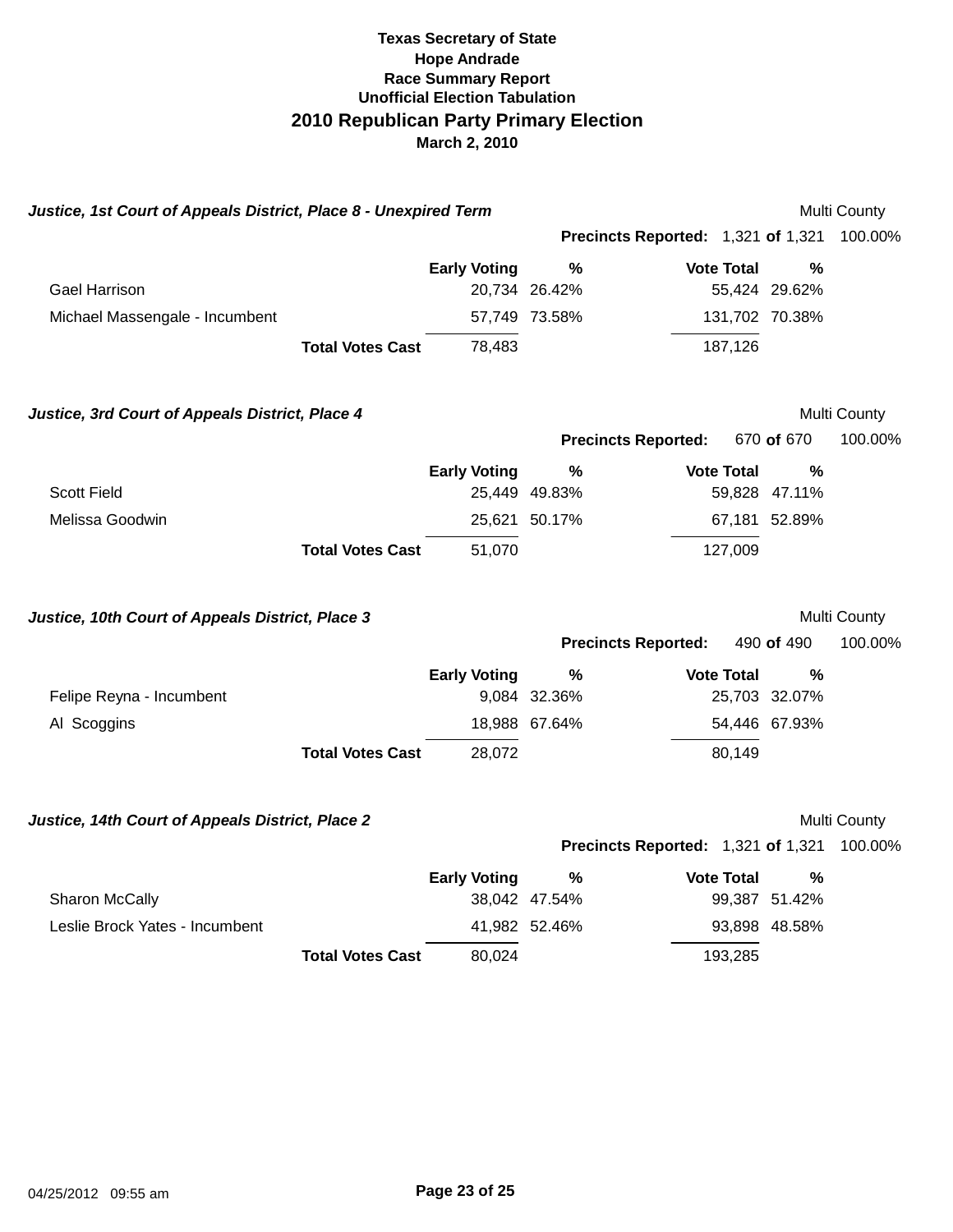**Texas Secretary of State**
**Hope Andrade**
**Race Summary Report**
**Unofficial Election Tabulation**

# 2010 Republican Party Primary Election

**March 2, 2010**

### *Justice, 1st Court of Appeals District, Place 8 - Unexpired Term*

Multi County

**Precincts Reported:** 1,321 **of** 1,321 100.00%

| | Early Voting | % | Vote Total | % |
|---|---|---|---|---|
| Gael Harrison | 20,734 | 26.42% | 55,424 | 29.62% |
| Michael Massengale - Incumbent | 57,749 | 73.58% | 131,702 | 70.38% |
| **Total Votes Cast** | 78,483 | | 187,126 | |

### *Justice, 3rd Court of Appeals District, Place 4*

Multi County

**Precincts Reported:** 670 **of** 670 100.00%

| | Early Voting | % | Vote Total | % |
|---|---|---|---|---|
| Scott Field | 25,449 | 49.83% | 59,828 | 47.11% |
| Melissa Goodwin | 25,621 | 50.17% | 67,181 | 52.89% |
| **Total Votes Cast** | 51,070 | | 127,009 | |

### *Justice, 10th Court of Appeals District, Place 3*

Multi County

**Precincts Reported:** 490 **of** 490 100.00%

| | Early Voting | % | Vote Total | % |
|---|---|---|---|---|
| Felipe Reyna - Incumbent | 9,084 | 32.36% | 25,703 | 32.07% |
| Al Scoggins | 18,988 | 67.64% | 54,446 | 67.93% |
| **Total Votes Cast** | 28,072 | | 80,149 | |

### *Justice, 14th Court of Appeals District, Place 2*

Multi County

**Precincts Reported:** 1,321 **of** 1,321 100.00%

| | Early Voting | % | Vote Total | % |
|---|---|---|---|---|
| Sharon McCally | 38,042 | 47.54% | 99,387 | 51.42% |
| Leslie Brock Yates - Incumbent | 41,982 | 52.46% | 93,898 | 48.58% |
| **Total Votes Cast** | 80,024 | | 193,285 | |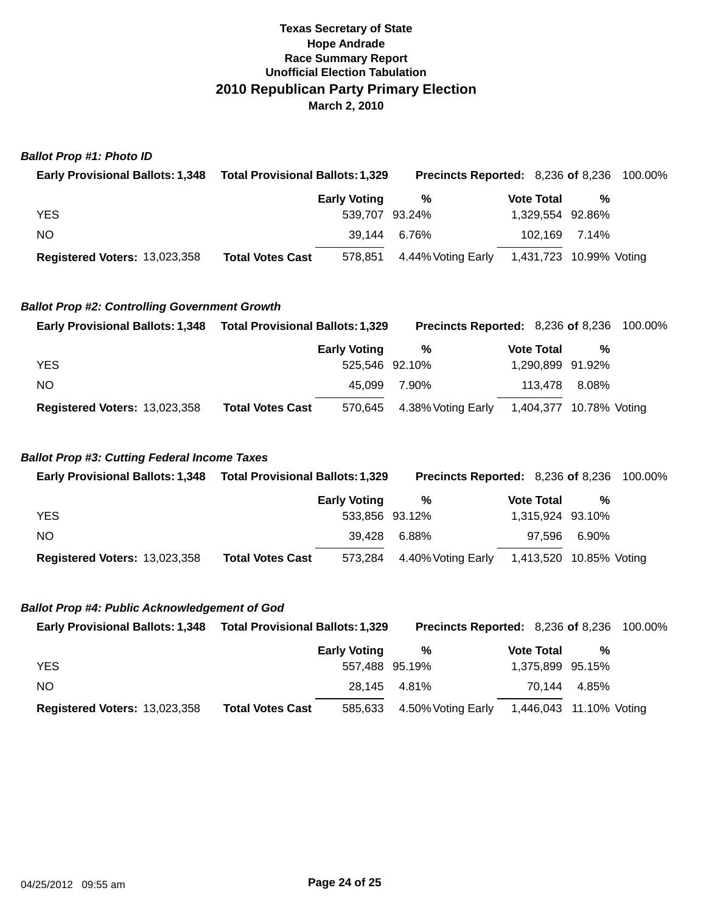**Texas Secretary of State**
**Hope Andrade**
**Race Summary Report**
**Unofficial Election Tabulation**

## 2010 Republican Party Primary Election

**March 2, 2010**

### *Ballot Prop #1: Photo ID*

**Early Provisional Ballots:** 1,348 **Total Provisional Ballots:** 1,329 **Precincts Reported:** 8,236 **of** 8,236 100.00%

| | | Early Voting | % | | Vote Total | % | |
|---|---|---|---|---|---|---|---|
| YES | | 539,707 | 93.24% | | 1,329,554 | 92.86% | |
| NO | | 39,144 | 6.76% | | 102,169 | 7.14% | |
| **Registered Voters:** 13,023,358 | **Total Votes Cast** | 578,851 | 4.44% | Voting Early | 1,431,723 | 10.99% | Voting |

### *Ballot Prop #2: Controlling Government Growth*

**Early Provisional Ballots:** 1,348 **Total Provisional Ballots:** 1,329 **Precincts Reported:** 8,236 **of** 8,236 100.00%

| | | Early Voting | % | | Vote Total | % | |
|---|---|---|---|---|---|---|---|
| YES | | 525,546 | 92.10% | | 1,290,899 | 91.92% | |
| NO | | 45,099 | 7.90% | | 113,478 | 8.08% | |
| **Registered Voters:** 13,023,358 | **Total Votes Cast** | 570,645 | 4.38% | Voting Early | 1,404,377 | 10.78% | Voting |

### *Ballot Prop #3: Cutting Federal Income Taxes*

**Early Provisional Ballots:** 1,348 **Total Provisional Ballots:** 1,329 **Precincts Reported:** 8,236 **of** 8,236 100.00%

| | | Early Voting | % | | Vote Total | % | |
|---|---|---|---|---|---|---|---|
| YES | | 533,856 | 93.12% | | 1,315,924 | 93.10% | |
| NO | | 39,428 | 6.88% | | 97,596 | 6.90% | |
| **Registered Voters:** 13,023,358 | **Total Votes Cast** | 573,284 | 4.40% | Voting Early | 1,413,520 | 10.85% | Voting |

### *Ballot Prop #4: Public Acknowledgement of God*

**Early Provisional Ballots:** 1,348 **Total Provisional Ballots:** 1,329 **Precincts Reported:** 8,236 **of** 8,236 100.00%

| | | Early Voting | % | | Vote Total | % | |
|---|---|---|---|---|---|---|---|
| YES | | 557,488 | 95.19% | | 1,375,899 | 95.15% | |
| NO | | 28,145 | 4.81% | | 70,144 | 4.85% | |
| **Registered Voters:** 13,023,358 | **Total Votes Cast** | 585,633 | 4.50% | Voting Early | 1,446,043 | 11.10% | Voting |

04/25/2012 09:55 am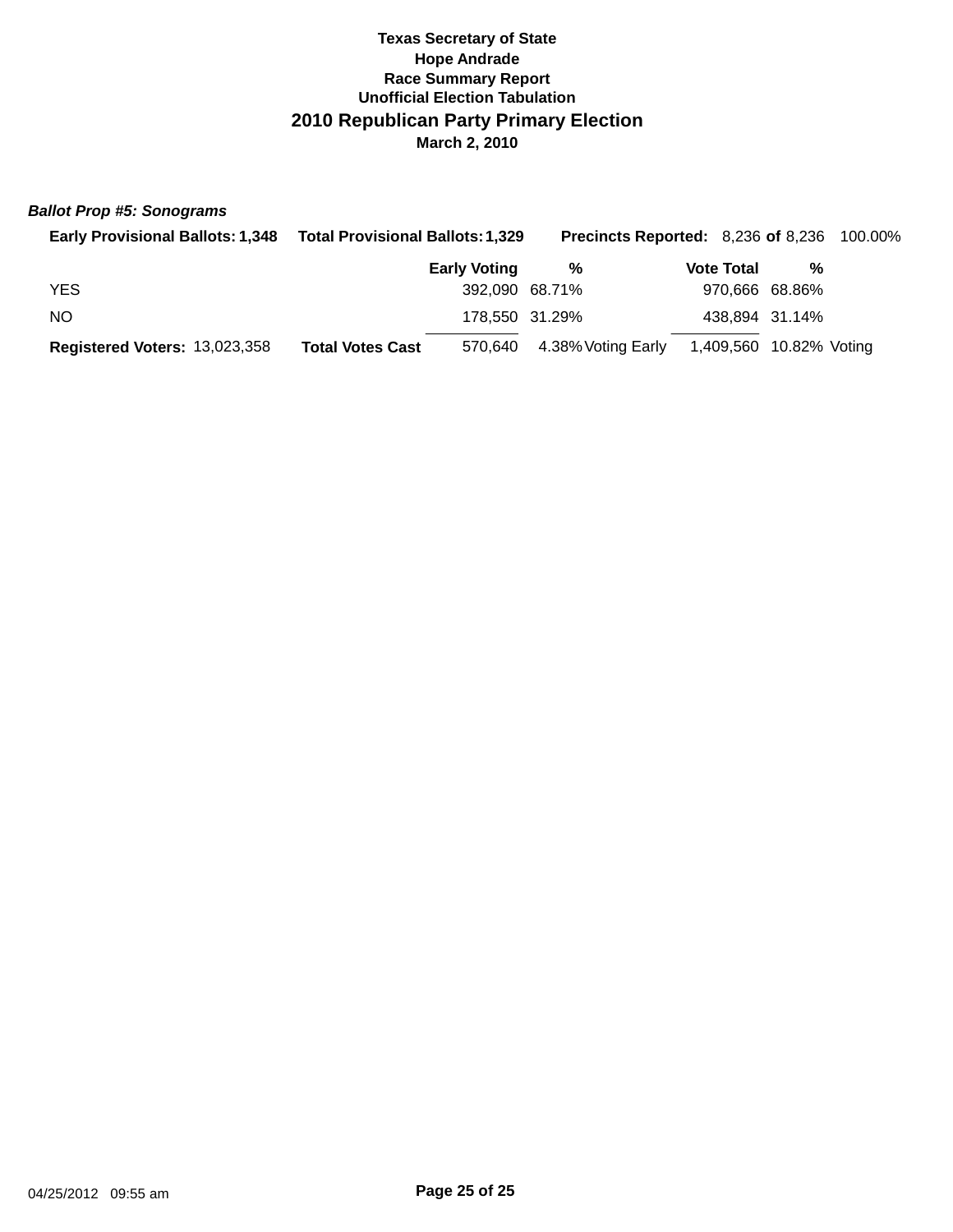**Texas Secretary of State**
**Hope Andrade**
**Race Summary Report**
**Unofficial Election Tabulation**

## 2010 Republican Party Primary Election

**March 2, 2010**

***Ballot Prop #5: Sonograms***

**Early Provisional Ballots:** 1,348 **Total Provisional Ballots:** 1,329 **Precincts Reported:** 8,236 **of** 8,236 100.00%

| | | Early Voting | % | | Vote Total | % | |
|---|---|---|---|---|---|---|---|
| YES | | 392,090 | 68.71% | | 970,666 | 68.86% | |
| NO | | 178,550 | 31.29% | | 438,894 | 31.14% | |
| **Registered Voters:** 13,023,358 | **Total Votes Cast** | 570,640 | 4.38% | Voting Early | 1,409,560 | 10.82% | Voting |

04/25/2012 09:55 am